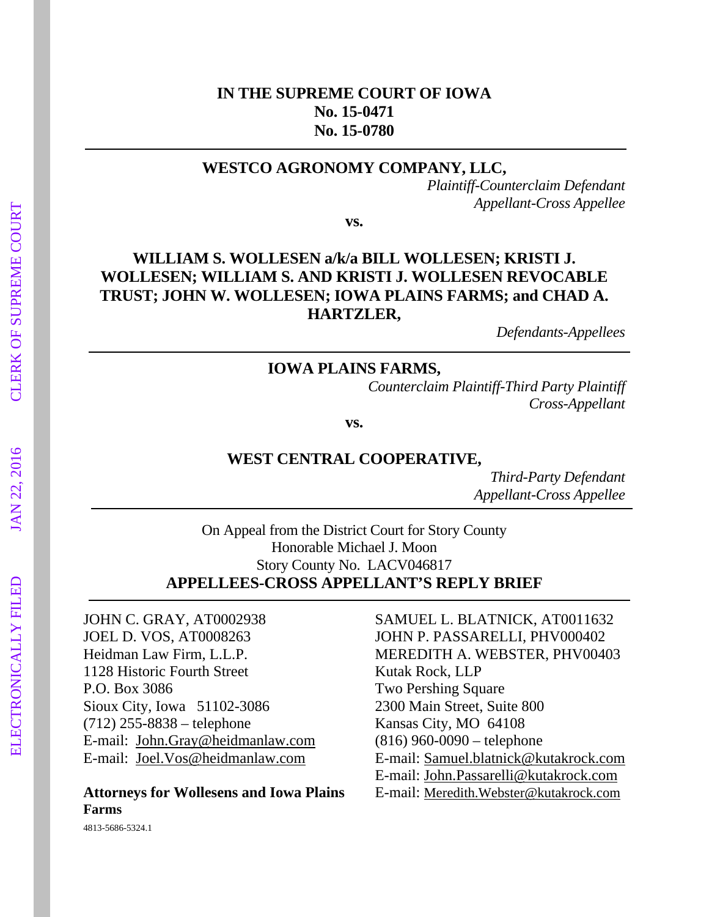**IN THE SUPREME COURT OF IOWA**
**No. 15-0471**
**No. 15-0780**

---

**WESTCO AGRONOMY COMPANY, LLC,**

*Plaintiff-Counterclaim Defendant*
*Appellant-Cross Appellee*

**vs.**

**WILLIAM S. WOLLESEN a/k/a BILL WOLLESEN; KRISTI J. WOLLESEN; WILLIAM S. AND KRISTI J. WOLLESEN REVOCABLE TRUST; JOHN W. WOLLESEN; IOWA PLAINS FARMS; and CHAD A. HARTZLER,**

*Defendants-Appellees*

---

**IOWA PLAINS FARMS,**

*Counterclaim Plaintiff-Third Party Plaintiff*
*Cross-Appellant*

**vs.**

**WEST CENTRAL COOPERATIVE,**

*Third-Party Defendant*
*Appellant-Cross Appellee*

---

On Appeal from the District Court for Story County
Honorable Michael J. Moon
Story County No. LACV046817

**APPELLEES-CROSS APPELLANT'S REPLY BRIEF**

---

JOHN C. GRAY, AT0002938
JOEL D. VOS, AT0008263
Heidman Law Firm, L.L.P.
1128 Historic Fourth Street
P.O. Box 3086
Sioux City, Iowa 51102-3086
(712) 255-8838 – telephone
E-mail: John.Gray@heidmanlaw.com
E-mail: Joel.Vos@heidmanlaw.com

SAMUEL L. BLATNICK, AT0011632
JOHN P. PASSARELLI, PHV000402
MEREDITH A. WEBSTER, PHV00403
Kutak Rock, LLP
Two Pershing Square
2300 Main Street, Suite 800
Kansas City, MO 64108
(816) 960-0090 – telephone
E-mail: Samuel.blatnick@kutakrock.com
E-mail: John.Passarelli@kutakrock.com
E-mail: Meredith.Webster@kutakrock.com

**Attorneys for Wollesens and Iowa Plains Farms**

4813-5686-5324.1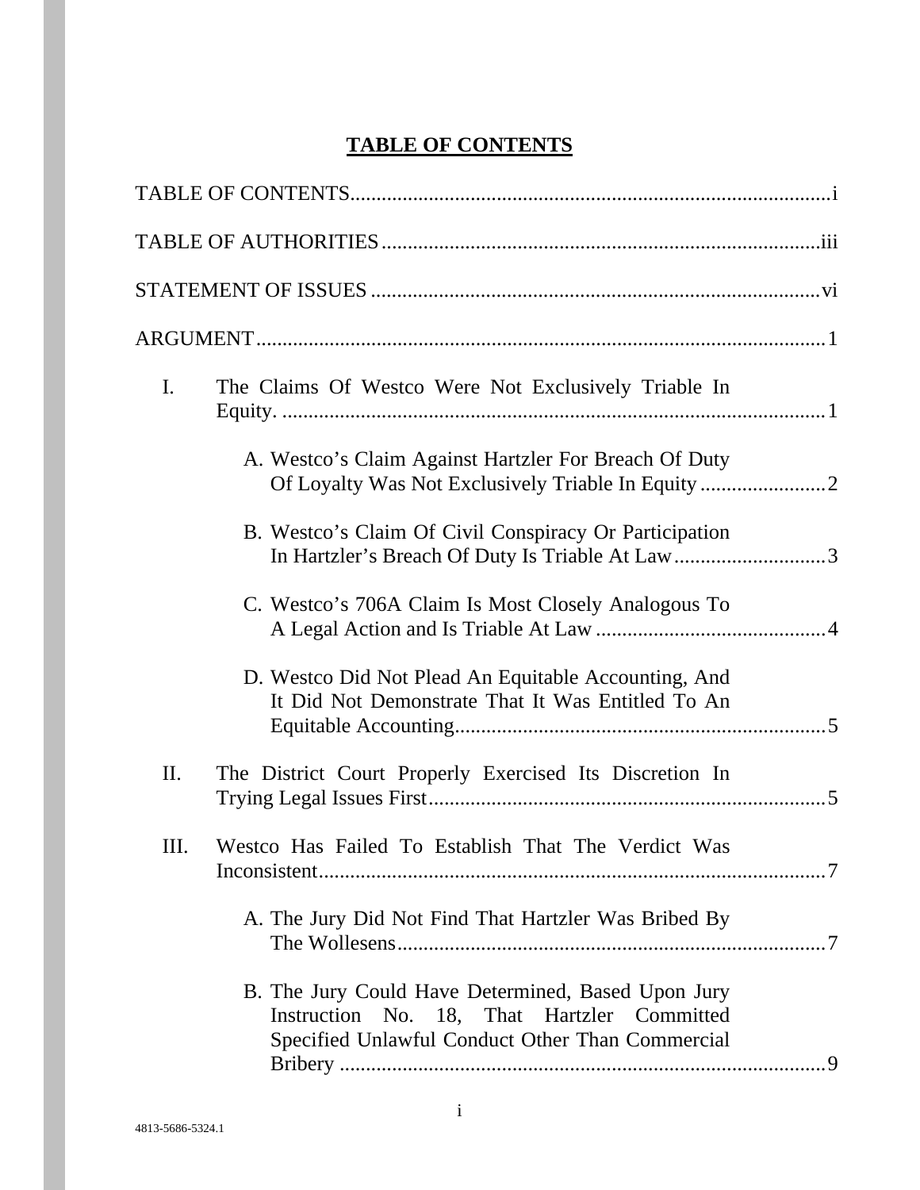# TABLE OF CONTENTS

TABLE OF CONTENTS.......................................................................................i

TABLE OF AUTHORITIES...............................................................................iii

STATEMENT OF ISSUES .................................................................................vi

ARGUMENT.........................................................................................................1

I. The Claims Of Westco Were Not Exclusively Triable In Equity. ...................................................................................................1

  A. Westco's Claim Against Hartzler For Breach Of Duty Of Loyalty Was Not Exclusively Triable In Equity ........................2

  B. Westco's Claim Of Civil Conspiracy Or Participation In Hartzler's Breach Of Duty Is Triable At Law.............................3

  C. Westco's 706A Claim Is Most Closely Analogous To A Legal Action and Is Triable At Law ...........................................4

  D. Westco Did Not Plead An Equitable Accounting, And It Did Not Demonstrate That It Was Entitled To An Equitable Accounting......................................................................5

II. The District Court Properly Exercised Its Discretion In Trying Legal Issues First...........................................................................5

III. Westco Has Failed To Establish That The Verdict Was Inconsistent................................................................................................7

  A. The Jury Did Not Find That Hartzler Was Bribed By The Wollesens.................................................................................7

  B. The Jury Could Have Determined, Based Upon Jury Instruction No. 18, That Hartzler Committed Specified Unlawful Conduct Other Than Commercial Bribery ............................................................................................9

4813-5686-5324.1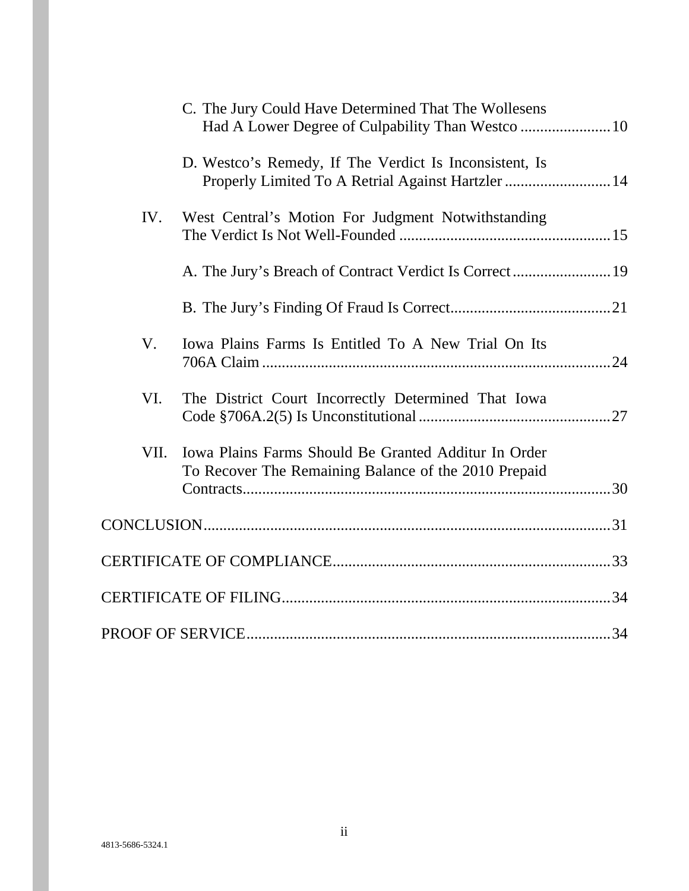C. The Jury Could Have Determined That The Wollesens Had A Lower Degree of Culpability Than Westco ....................... 10

D. Westco's Remedy, If The Verdict Is Inconsistent, Is Properly Limited To A Retrial Against Hartzler ........................... 14

IV. West Central's Motion For Judgment Notwithstanding The Verdict Is Not Well-Founded ...................................................... 15

A. The Jury's Breach of Contract Verdict Is Correct ......................... 19

B. The Jury's Finding Of Fraud Is Correct......................................... 21

V. Iowa Plains Farms Is Entitled To A New Trial On Its 706A Claim ......................................................................................... 24

VI. The District Court Incorrectly Determined That Iowa Code §706A.2(5) Is Unconstitutional ................................................. 27

VII. Iowa Plains Farms Should Be Granted Additur In Order To Recover The Remaining Balance of the 2010 Prepaid Contracts.............................................................................................. 30

CONCLUSION......................................................................................... 31

CERTIFICATE OF COMPLIANCE....................................................... 33

CERTIFICATE OF FILING..................................................................... 34

PROOF OF SERVICE.............................................................................. 34

4813-5686-5324.1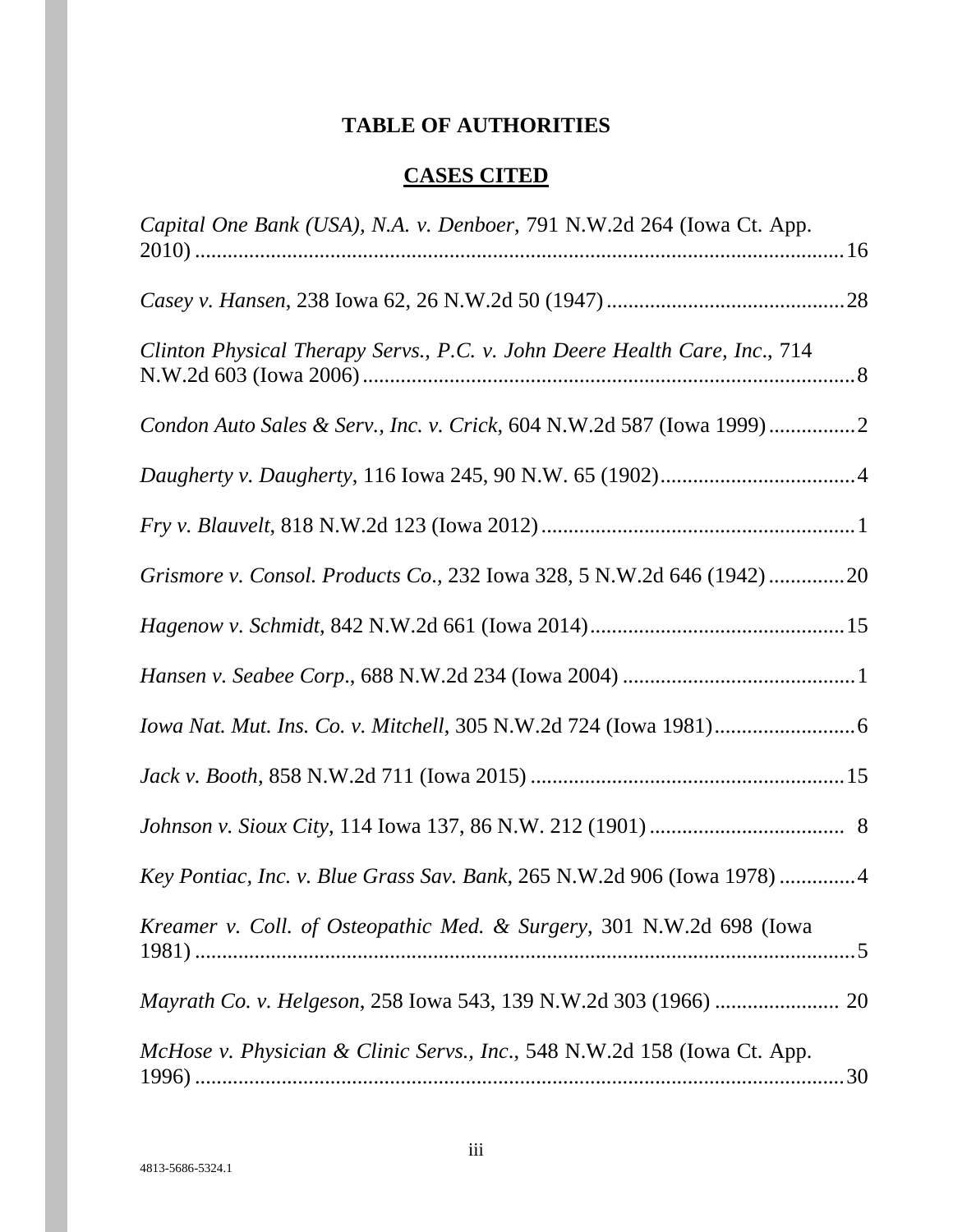# TABLE OF AUTHORITIES

## CASES CITED

*Capital One Bank (USA), N.A. v. Denboer*, 791 N.W.2d 264 (Iowa Ct. App. 2010) .......... 16

*Casey v. Hansen*, 238 Iowa 62, 26 N.W.2d 50 (1947) .......... 28

*Clinton Physical Therapy Servs., P.C. v. John Deere Health Care, Inc*., 714 N.W.2d 603 (Iowa 2006) .......... 8

*Condon Auto Sales & Serv., Inc. v. Crick*, 604 N.W.2d 587 (Iowa 1999) .......... 2

*Daugherty v. Daugherty*, 116 Iowa 245, 90 N.W. 65 (1902) .......... 4

*Fry v. Blauvelt,* 818 N.W.2d 123 (Iowa 2012) .......... 1

*Grismore v. Consol. Products Co*., 232 Iowa 328, 5 N.W.2d 646 (1942) .......... 20

*Hagenow v. Schmidt*, 842 N.W.2d 661 (Iowa 2014) .......... 15

*Hansen v. Seabee Corp*., 688 N.W.2d 234 (Iowa 2004) .......... 1

*Iowa Nat. Mut. Ins. Co. v. Mitchell*, 305 N.W.2d 724 (Iowa 1981) .......... 6

*Jack v. Booth*, 858 N.W.2d 711 (Iowa 2015) .......... 15

*Johnson v. Sioux City*, 114 Iowa 137, 86 N.W. 212 (1901) .......... 8

*Key Pontiac, Inc. v. Blue Grass Sav. Bank*, 265 N.W.2d 906 (Iowa 1978) .......... 4

*Kreamer v. Coll. of Osteopathic Med. & Surgery*, 301 N.W.2d 698 (Iowa 1981) .......... 5

*Mayrath Co. v. Helgeson*, 258 Iowa 543, 139 N.W.2d 303 (1966) .......... 20

*McHose v. Physician & Clinic Servs., Inc.*, 548 N.W.2d 158 (Iowa Ct. App. 1996) .......... 30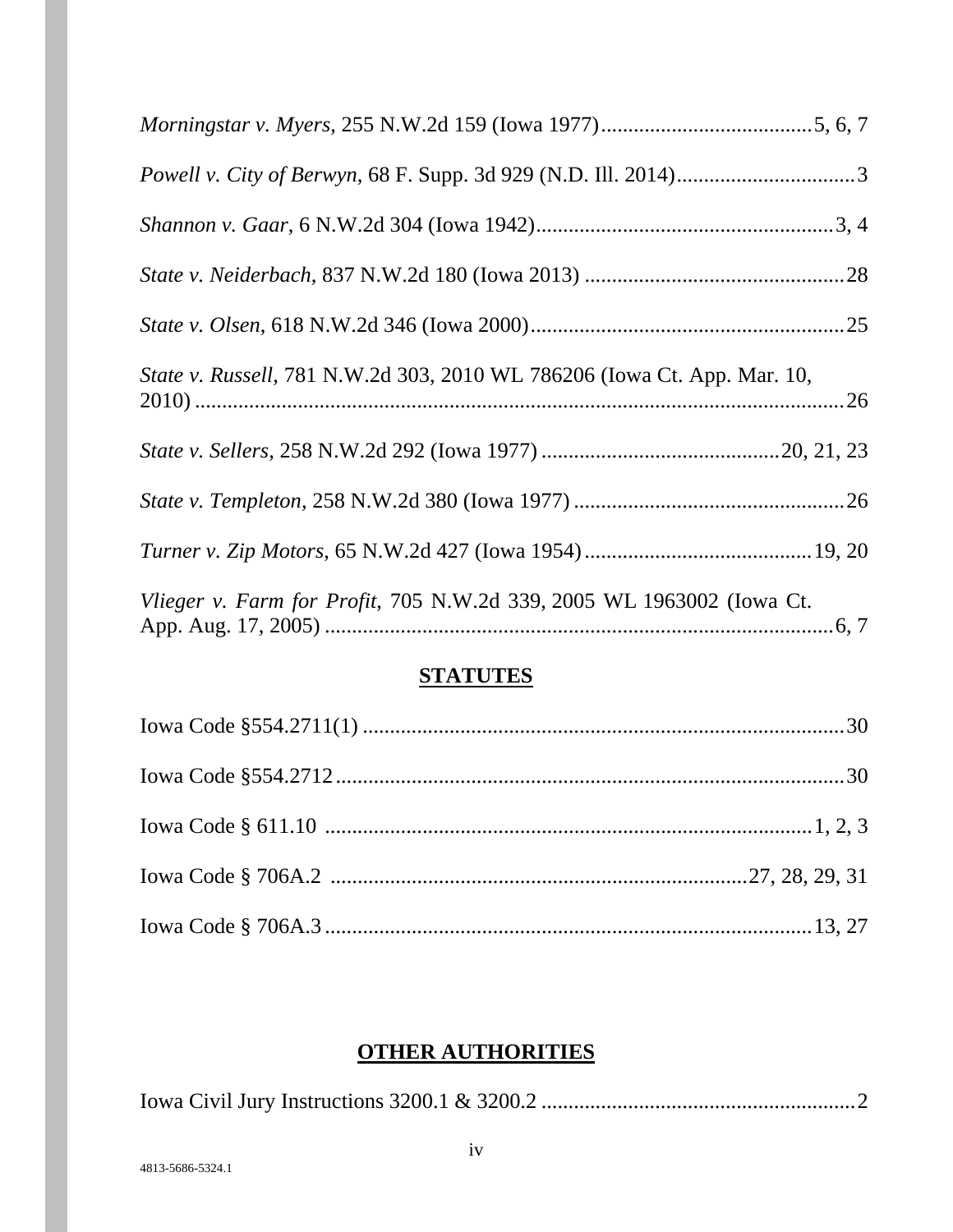*Morningstar v. Myers*, 255 N.W.2d 159 (Iowa 1977).......................................5, 6, 7

*Powell v. City of Berwyn*, 68 F. Supp. 3d 929 (N.D. Ill. 2014).................................3

*Shannon v. Gaar*, 6 N.W.2d 304 (Iowa 1942).......................................................3, 4

*State v. Neiderbach*, 837 N.W.2d 180 (Iowa 2013) ................................................28

*State v. Olsen*, 618 N.W.2d 346 (Iowa 2000)..........................................................25

*State v. Russell*, 781 N.W.2d 303, 2010 WL 786206 (Iowa Ct. App. Mar. 10, 2010) ......................................................................................................................26

*State v. Sellers*, 258 N.W.2d 292 (Iowa 1977) ...........................................20, 21, 23

*State v. Templeton*, 258 N.W.2d 380 (Iowa 1977) ..................................................26

*Turner v. Zip Motors*, 65 N.W.2d 427 (Iowa 1954)..........................................19, 20

*Vlieger v. Farm for Profit*, 705 N.W.2d 339, 2005 WL 1963002 (Iowa Ct. App. Aug. 17, 2005) ..............................................................................................6, 7

## STATUTES

Iowa Code §554.2711(1) ........................................................................................30

Iowa Code §554.2712.............................................................................................30

Iowa Code § 611.10 ..........................................................................................1, 2, 3

Iowa Code § 706A.2 ............................................................................27, 28, 29, 31

Iowa Code § 706A.3..........................................................................................13, 27

## OTHER AUTHORITIES

Iowa Civil Jury Instructions 3200.1 & 3200.2 ..........................................................2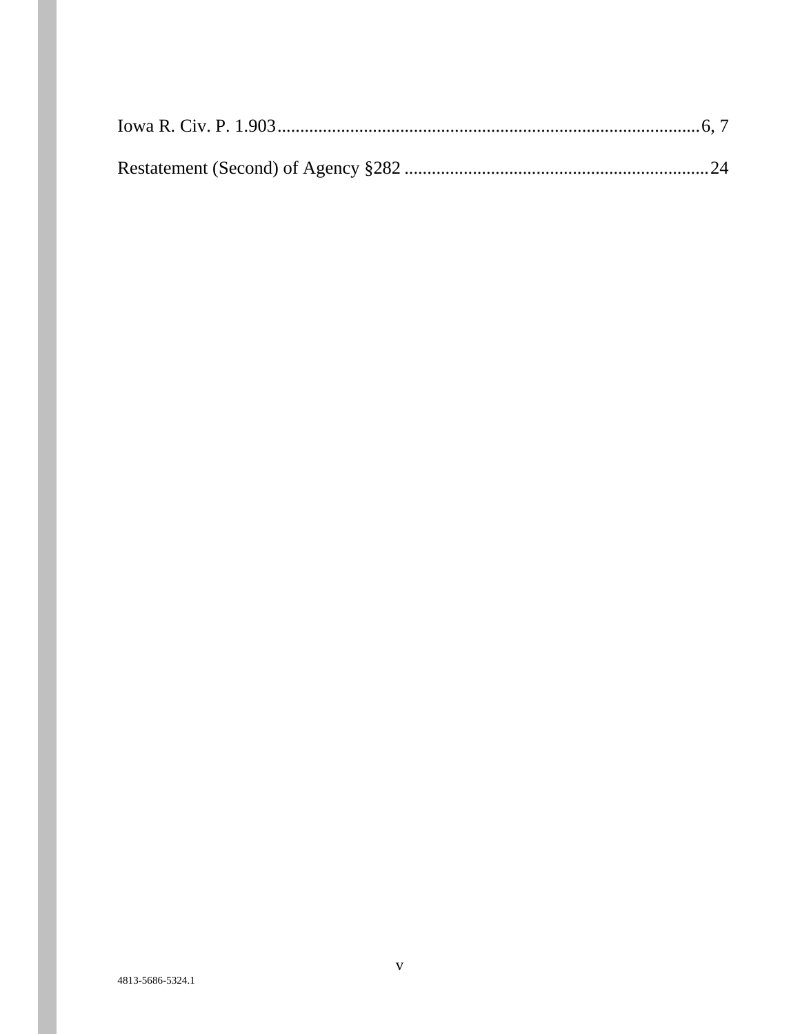Iowa R. Civ. P. 1.903..........................................................................................6, 7

Restatement (Second) of Agency §282 ...................................................................24

4813-5686-5324.1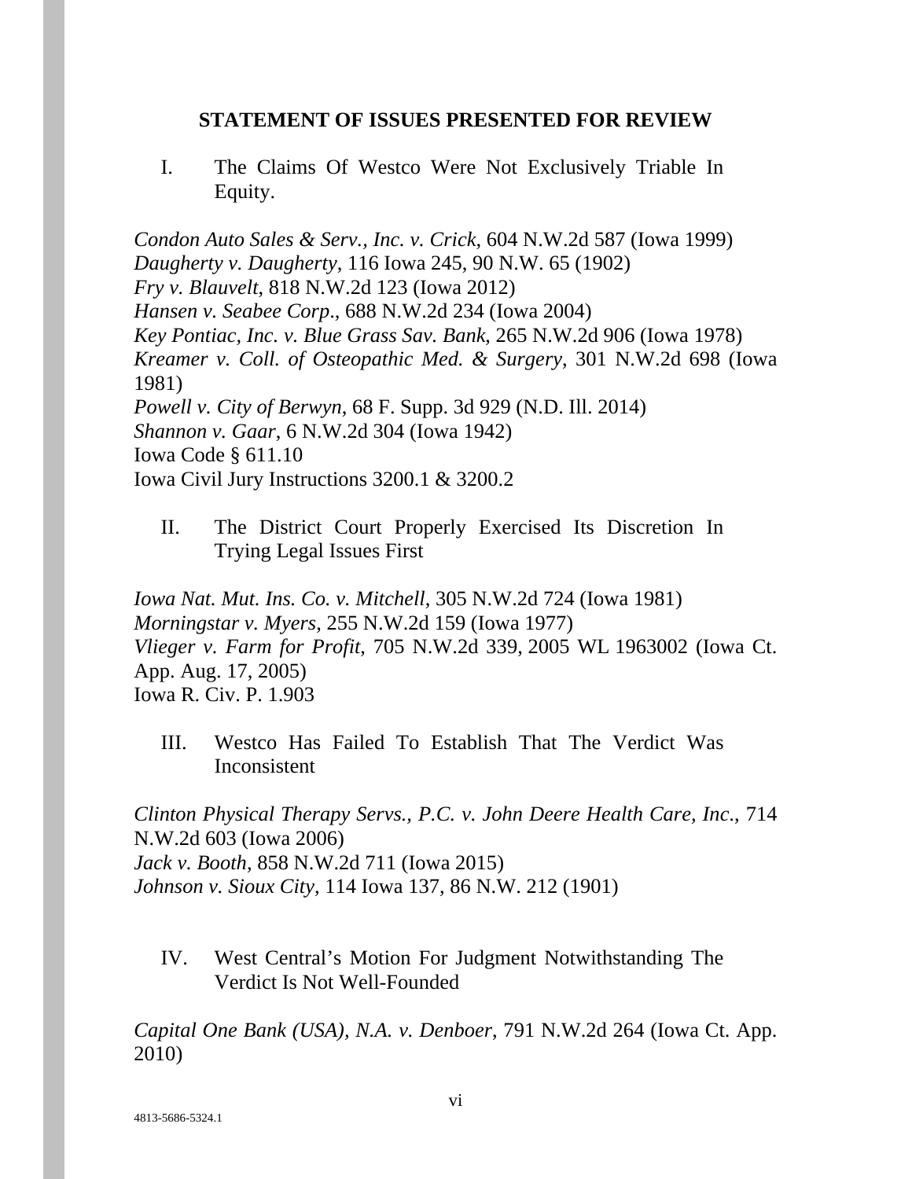## STATEMENT OF ISSUES PRESENTED FOR REVIEW

I. The Claims Of Westco Were Not Exclusively Triable In Equity.

*Condon Auto Sales & Serv., Inc. v. Crick*, 604 N.W.2d 587 (Iowa 1999)
*Daugherty v. Daugherty*, 116 Iowa 245, 90 N.W. 65 (1902)
*Fry v. Blauvelt*, 818 N.W.2d 123 (Iowa 2012)
*Hansen v. Seabee Corp*., 688 N.W.2d 234 (Iowa 2004)
*Key Pontiac, Inc. v. Blue Grass Sav. Bank*, 265 N.W.2d 906 (Iowa 1978)
*Kreamer v. Coll. of Osteopathic Med. & Surgery*, 301 N.W.2d 698 (Iowa 1981)
*Powell v. City of Berwyn*, 68 F. Supp. 3d 929 (N.D. Ill. 2014)
*Shannon v. Gaar*, 6 N.W.2d 304 (Iowa 1942)
Iowa Code § 611.10
Iowa Civil Jury Instructions 3200.1 & 3200.2

II. The District Court Properly Exercised Its Discretion In Trying Legal Issues First

*Iowa Nat. Mut. Ins. Co. v. Mitchell*, 305 N.W.2d 724 (Iowa 1981)
*Morningstar v. Myers*, 255 N.W.2d 159 (Iowa 1977)
*Vlieger v. Farm for Profit*, 705 N.W.2d 339, 2005 WL 1963002 (Iowa Ct. App. Aug. 17, 2005)
Iowa R. Civ. P. 1.903

III. Westco Has Failed To Establish That The Verdict Was Inconsistent

*Clinton Physical Therapy Servs., P.C. v. John Deere Health Care, Inc*., 714 N.W.2d 603 (Iowa 2006)
*Jack v. Booth*, 858 N.W.2d 711 (Iowa 2015)
*Johnson v. Sioux City*, 114 Iowa 137, 86 N.W. 212 (1901)

IV. West Central's Motion For Judgment Notwithstanding The Verdict Is Not Well-Founded

*Capital One Bank (USA), N.A. v. Denboer*, 791 N.W.2d 264 (Iowa Ct. App. 2010)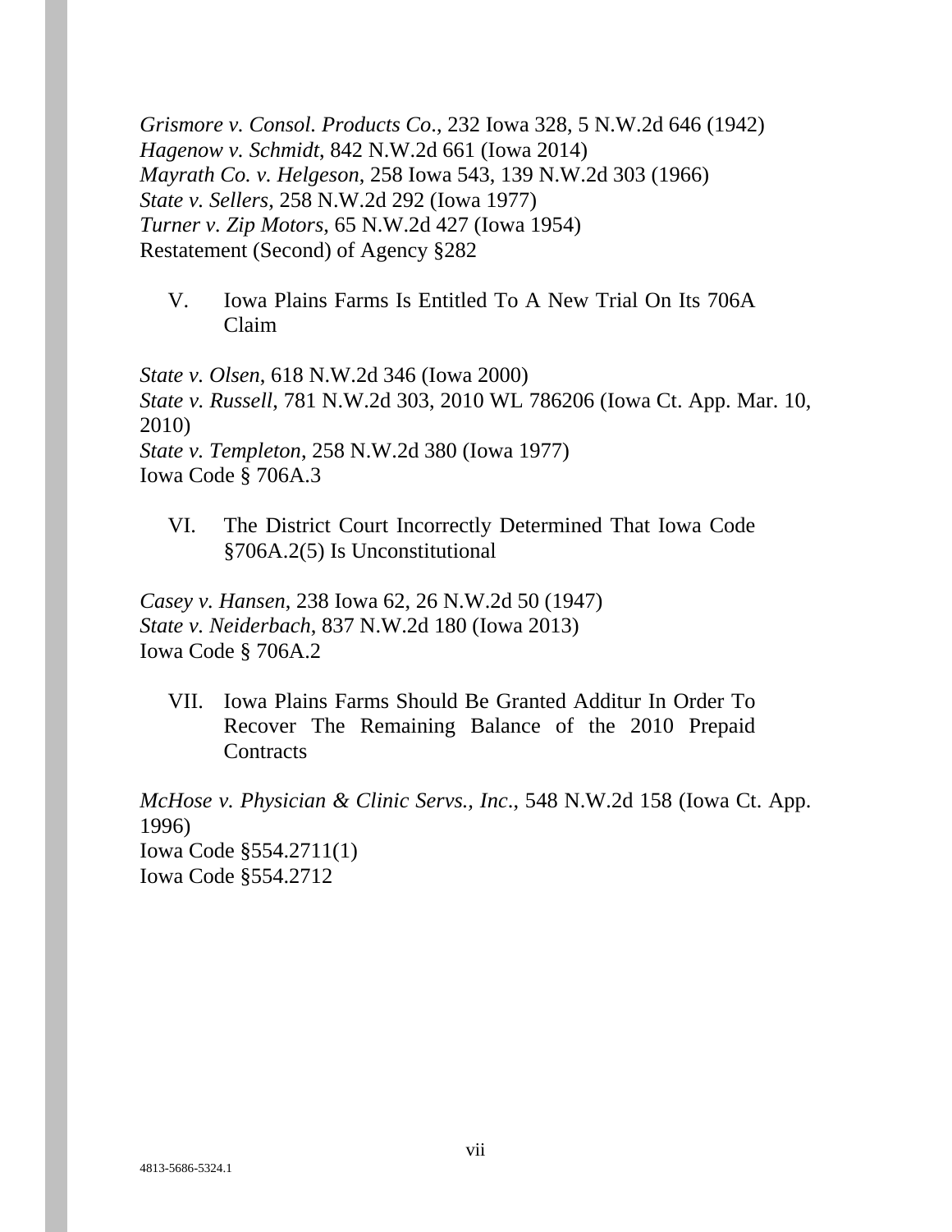*Grismore v. Consol. Products Co*., 232 Iowa 328, 5 N.W.2d 646 (1942)
*Hagenow v. Schmidt*, 842 N.W.2d 661 (Iowa 2014)
*Mayrath Co. v. Helgeson*, 258 Iowa 543, 139 N.W.2d 303 (1966)
*State v. Sellers*, 258 N.W.2d 292 (Iowa 1977)
*Turner v. Zip Motors*, 65 N.W.2d 427 (Iowa 1954)
Restatement (Second) of Agency §282

V. Iowa Plains Farms Is Entitled To A New Trial On Its 706A Claim

*State v. Olsen*, 618 N.W.2d 346 (Iowa 2000)
*State v. Russell*, 781 N.W.2d 303, 2010 WL 786206 (Iowa Ct. App. Mar. 10, 2010)
*State v. Templeton*, 258 N.W.2d 380 (Iowa 1977)
Iowa Code § 706A.3

VI. The District Court Incorrectly Determined That Iowa Code §706A.2(5) Is Unconstitutional

*Casey v. Hansen*, 238 Iowa 62, 26 N.W.2d 50 (1947)
*State v. Neiderbach*, 837 N.W.2d 180 (Iowa 2013)
Iowa Code § 706A.2

VII. Iowa Plains Farms Should Be Granted Additur In Order To Recover The Remaining Balance of the 2010 Prepaid Contracts

*McHose v. Physician & Clinic Servs., Inc*., 548 N.W.2d 158 (Iowa Ct. App. 1996)
Iowa Code §554.2711(1)
Iowa Code §554.2712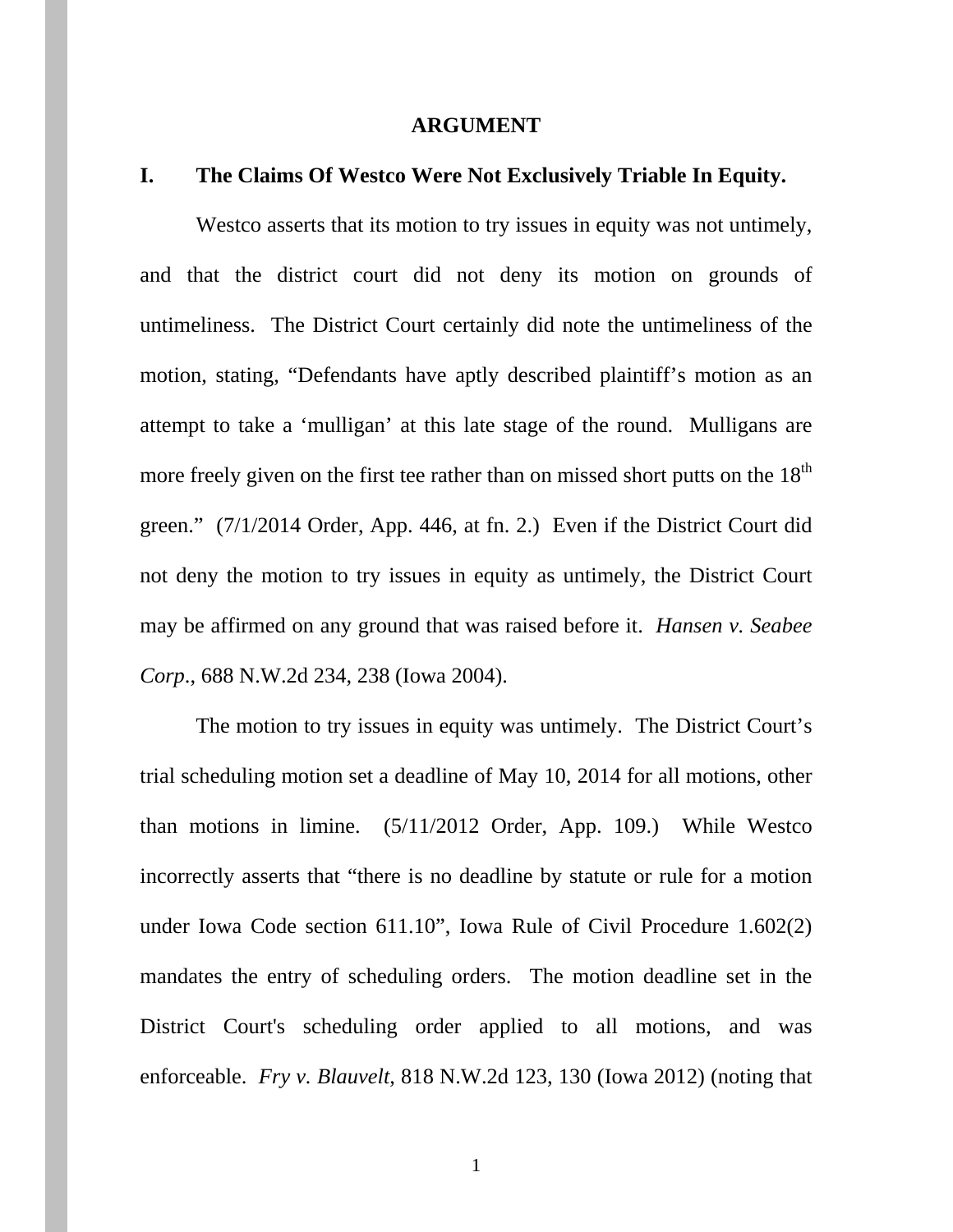# ARGUMENT

## I. The Claims Of Westco Were Not Exclusively Triable In Equity.

Westco asserts that its motion to try issues in equity was not untimely, and that the district court did not deny its motion on grounds of untimeliness. The District Court certainly did note the untimeliness of the motion, stating, "Defendants have aptly described plaintiff's motion as an attempt to take a 'mulligan' at this late stage of the round. Mulligans are more freely given on the first tee rather than on missed short putts on the 18th green." (7/1/2014 Order, App. 446, at fn. 2.) Even if the District Court did not deny the motion to try issues in equity as untimely, the District Court may be affirmed on any ground that was raised before it. *Hansen v. Seabee Corp.*, 688 N.W.2d 234, 238 (Iowa 2004).

The motion to try issues in equity was untimely. The District Court's trial scheduling motion set a deadline of May 10, 2014 for all motions, other than motions in limine. (5/11/2012 Order, App. 109.) While Westco incorrectly asserts that "there is no deadline by statute or rule for a motion under Iowa Code section 611.10", Iowa Rule of Civil Procedure 1.602(2) mandates the entry of scheduling orders. The motion deadline set in the District Court's scheduling order applied to all motions, and was enforceable. *Fry v. Blauvelt*, 818 N.W.2d 123, 130 (Iowa 2012) (noting that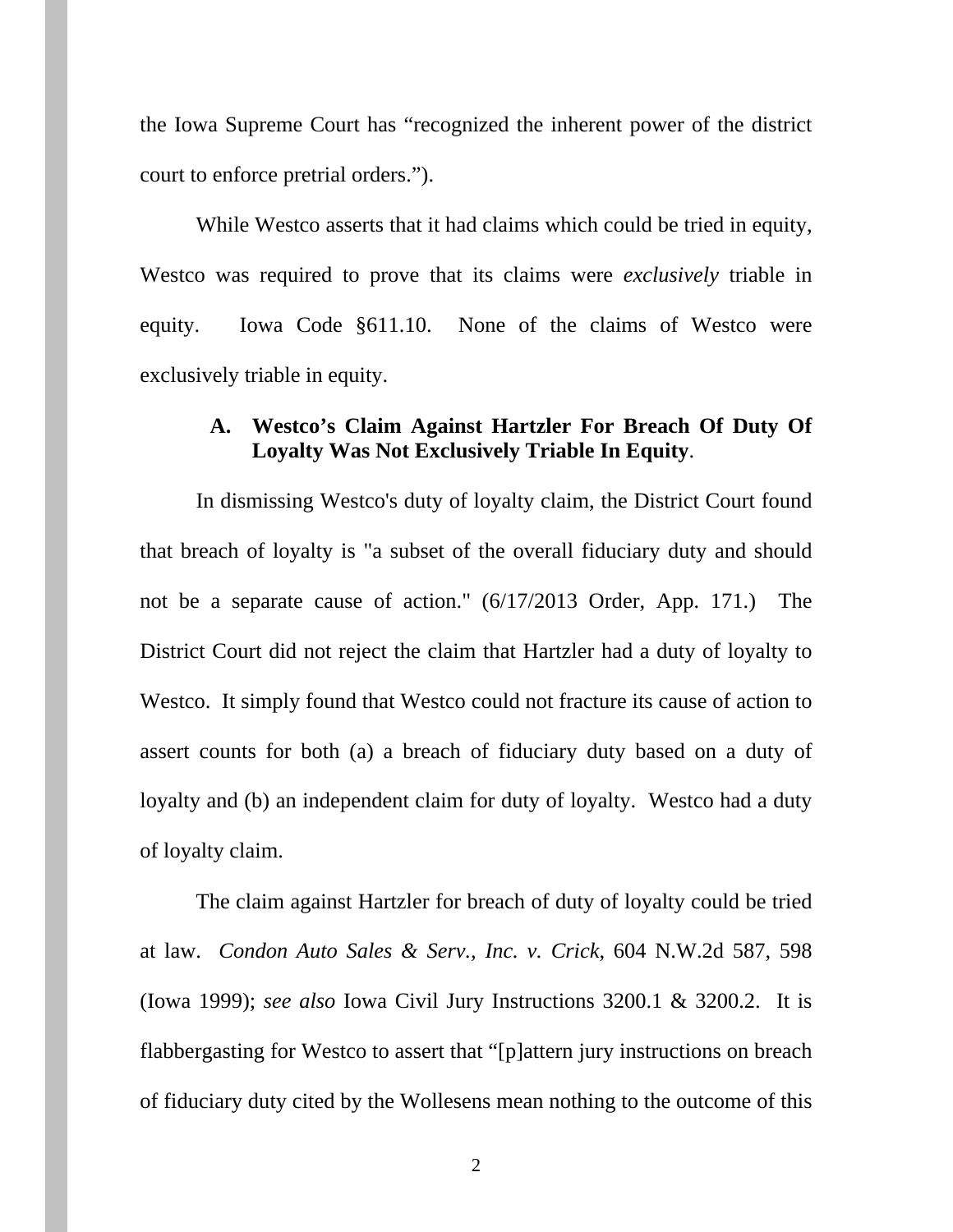the Iowa Supreme Court has "recognized the inherent power of the district court to enforce pretrial orders.").

While Westco asserts that it had claims which could be tried in equity, Westco was required to prove that its claims were *exclusively* triable in equity. Iowa Code §611.10. None of the claims of Westco were exclusively triable in equity.

### A. Westco's Claim Against Hartzler For Breach Of Duty Of Loyalty Was Not Exclusively Triable In Equity.

In dismissing Westco's duty of loyalty claim, the District Court found that breach of loyalty is "a subset of the overall fiduciary duty and should not be a separate cause of action." (6/17/2013 Order, App. 171.) The District Court did not reject the claim that Hartzler had a duty of loyalty to Westco. It simply found that Westco could not fracture its cause of action to assert counts for both (a) a breach of fiduciary duty based on a duty of loyalty and (b) an independent claim for duty of loyalty. Westco had a duty of loyalty claim.

The claim against Hartzler for breach of duty of loyalty could be tried at law. *Condon Auto Sales & Serv., Inc. v. Crick*, 604 N.W.2d 587, 598 (Iowa 1999); *see also* Iowa Civil Jury Instructions 3200.1 & 3200.2. It is flabbergasting for Westco to assert that "[p]attern jury instructions on breach of fiduciary duty cited by the Wollesens mean nothing to the outcome of this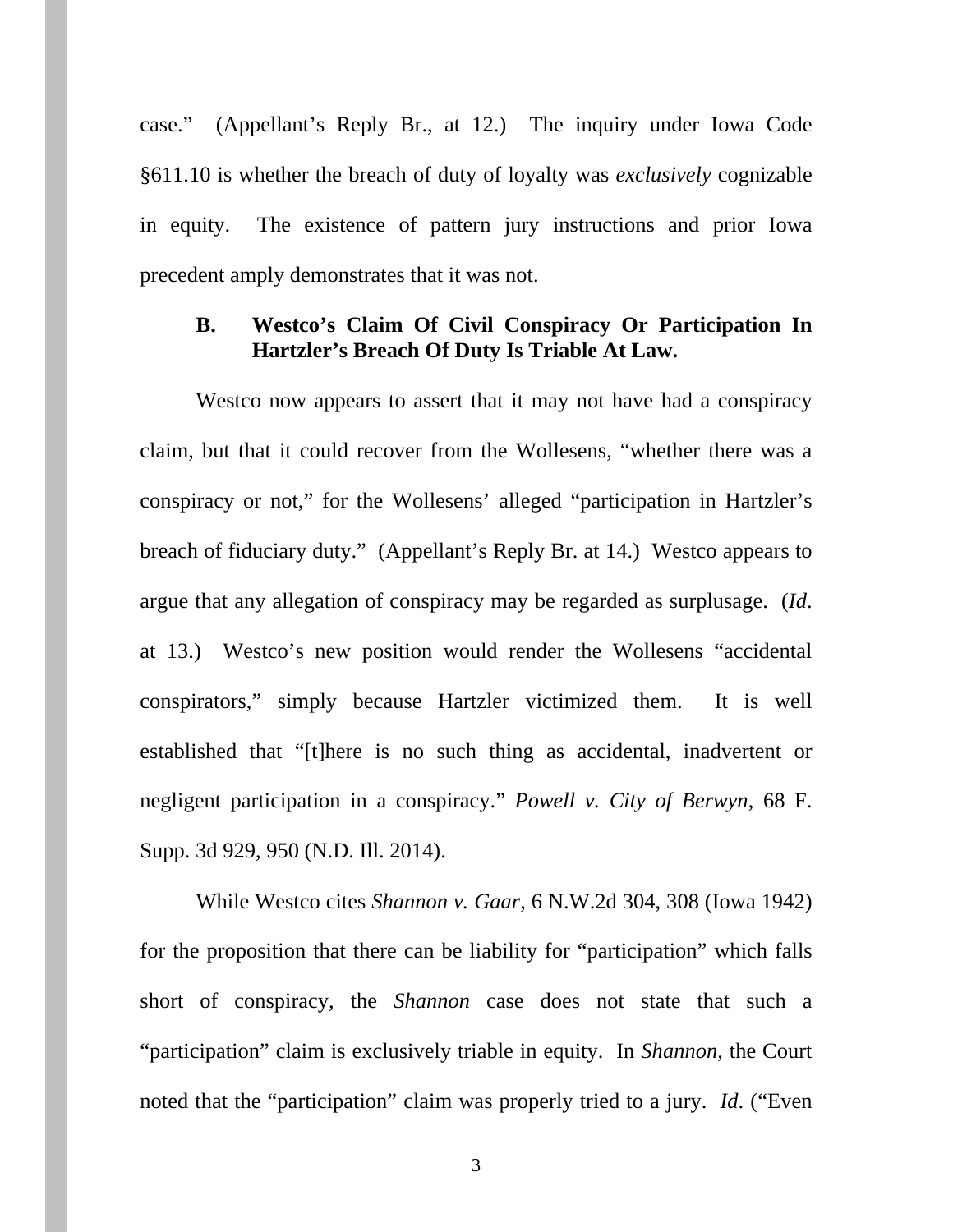case." (Appellant's Reply Br., at 12.) The inquiry under Iowa Code §611.10 is whether the breach of duty of loyalty was *exclusively* cognizable in equity. The existence of pattern jury instructions and prior Iowa precedent amply demonstrates that it was not.

### B. Westco's Claim Of Civil Conspiracy Or Participation In Hartzler's Breach Of Duty Is Triable At Law.

Westco now appears to assert that it may not have had a conspiracy claim, but that it could recover from the Wollesens, "whether there was a conspiracy or not," for the Wollesens' alleged "participation in Hartzler's breach of fiduciary duty." (Appellant's Reply Br. at 14.) Westco appears to argue that any allegation of conspiracy may be regarded as surplusage. (*Id.* at 13.) Westco's new position would render the Wollesens "accidental conspirators," simply because Hartzler victimized them. It is well established that "[t]here is no such thing as accidental, inadvertent or negligent participation in a conspiracy." *Powell v. City of Berwyn*, 68 F. Supp. 3d 929, 950 (N.D. Ill. 2014).

While Westco cites *Shannon v. Gaar*, 6 N.W.2d 304, 308 (Iowa 1942) for the proposition that there can be liability for "participation" which falls short of conspiracy, the *Shannon* case does not state that such a "participation" claim is exclusively triable in equity. In *Shannon*, the Court noted that the "participation" claim was properly tried to a jury. *Id.* ("Even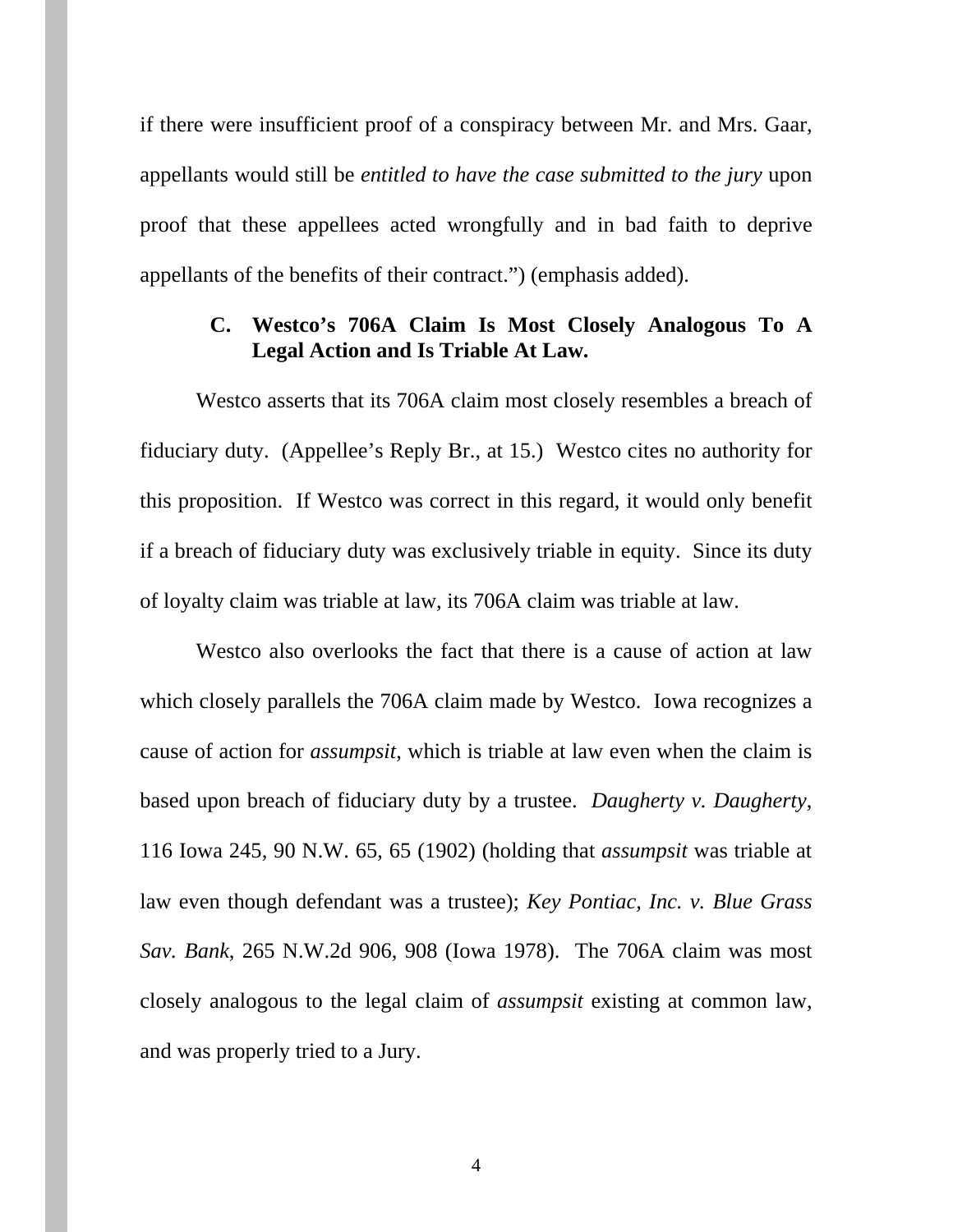if there were insufficient proof of a conspiracy between Mr. and Mrs. Gaar, appellants would still be *entitled to have the case submitted to the jury* upon proof that these appellees acted wrongfully and in bad faith to deprive appellants of the benefits of their contract.") (emphasis added).

### C. Westco's 706A Claim Is Most Closely Analogous To A Legal Action and Is Triable At Law.

Westco asserts that its 706A claim most closely resembles a breach of fiduciary duty. (Appellee's Reply Br., at 15.) Westco cites no authority for this proposition. If Westco was correct in this regard, it would only benefit if a breach of fiduciary duty was exclusively triable in equity. Since its duty of loyalty claim was triable at law, its 706A claim was triable at law.

Westco also overlooks the fact that there is a cause of action at law which closely parallels the 706A claim made by Westco. Iowa recognizes a cause of action for *assumpsit*, which is triable at law even when the claim is based upon breach of fiduciary duty by a trustee. *Daugherty v. Daugherty*, 116 Iowa 245, 90 N.W. 65, 65 (1902) (holding that *assumpsit* was triable at law even though defendant was a trustee); *Key Pontiac, Inc. v. Blue Grass Sav. Bank*, 265 N.W.2d 906, 908 (Iowa 1978). The 706A claim was most closely analogous to the legal claim of *assumpsit* existing at common law, and was properly tried to a Jury.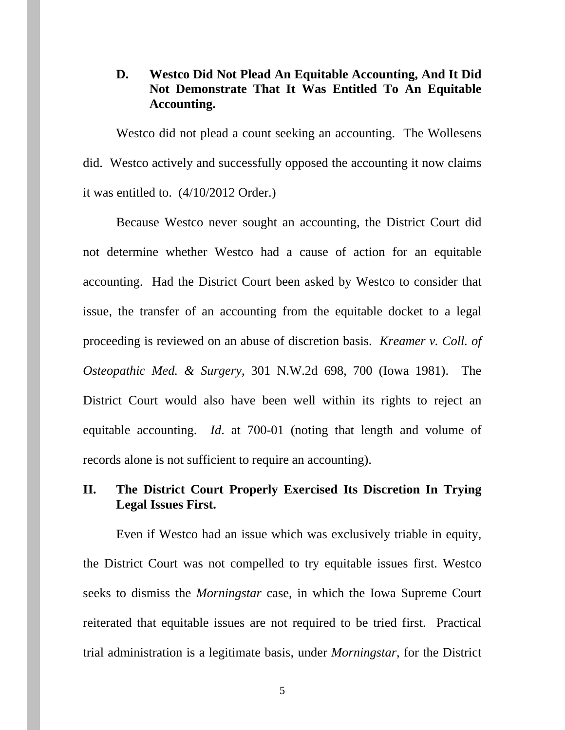### D. Westco Did Not Plead An Equitable Accounting, And It Did Not Demonstrate That It Was Entitled To An Equitable Accounting.

Westco did not plead a count seeking an accounting. The Wollesens did. Westco actively and successfully opposed the accounting it now claims it was entitled to. (4/10/2012 Order.)

Because Westco never sought an accounting, the District Court did not determine whether Westco had a cause of action for an equitable accounting. Had the District Court been asked by Westco to consider that issue, the transfer of an accounting from the equitable docket to a legal proceeding is reviewed on an abuse of discretion basis. *Kreamer v. Coll. of Osteopathic Med. & Surgery*, 301 N.W.2d 698, 700 (Iowa 1981). The District Court would also have been well within its rights to reject an equitable accounting. *Id*. at 700-01 (noting that length and volume of records alone is not sufficient to require an accounting).

## II. The District Court Properly Exercised Its Discretion In Trying Legal Issues First.

Even if Westco had an issue which was exclusively triable in equity, the District Court was not compelled to try equitable issues first. Westco seeks to dismiss the *Morningstar* case, in which the Iowa Supreme Court reiterated that equitable issues are not required to be tried first. Practical trial administration is a legitimate basis, under *Morningstar*, for the District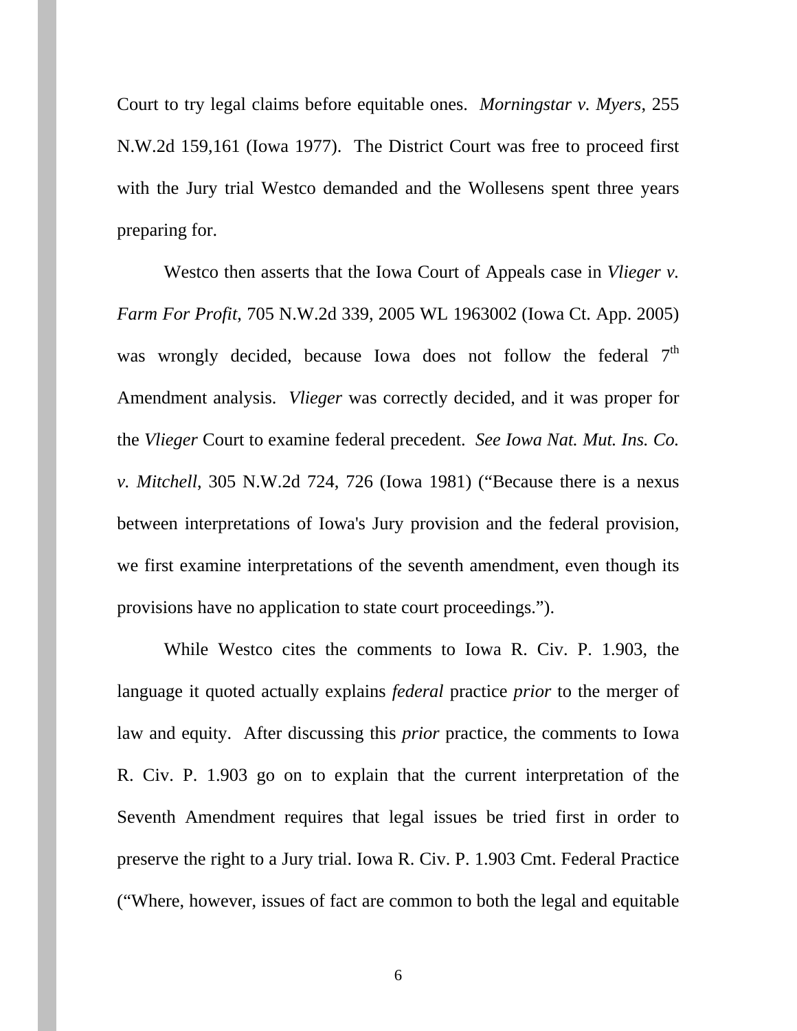Court to try legal claims before equitable ones. *Morningstar v. Myers*, 255 N.W.2d 159,161 (Iowa 1977). The District Court was free to proceed first with the Jury trial Westco demanded and the Wollesens spent three years preparing for.

Westco then asserts that the Iowa Court of Appeals case in *Vlieger v. Farm For Profit*, 705 N.W.2d 339, 2005 WL 1963002 (Iowa Ct. App. 2005) was wrongly decided, because Iowa does not follow the federal 7th Amendment analysis. *Vlieger* was correctly decided, and it was proper for the *Vlieger* Court to examine federal precedent. *See Iowa Nat. Mut. Ins. Co. v. Mitchell*, 305 N.W.2d 724, 726 (Iowa 1981) ("Because there is a nexus between interpretations of Iowa's Jury provision and the federal provision, we first examine interpretations of the seventh amendment, even though its provisions have no application to state court proceedings.").

While Westco cites the comments to Iowa R. Civ. P. 1.903, the language it quoted actually explains *federal* practice *prior* to the merger of law and equity. After discussing this *prior* practice, the comments to Iowa R. Civ. P. 1.903 go on to explain that the current interpretation of the Seventh Amendment requires that legal issues be tried first in order to preserve the right to a Jury trial. Iowa R. Civ. P. 1.903 Cmt. Federal Practice ("Where, however, issues of fact are common to both the legal and equitable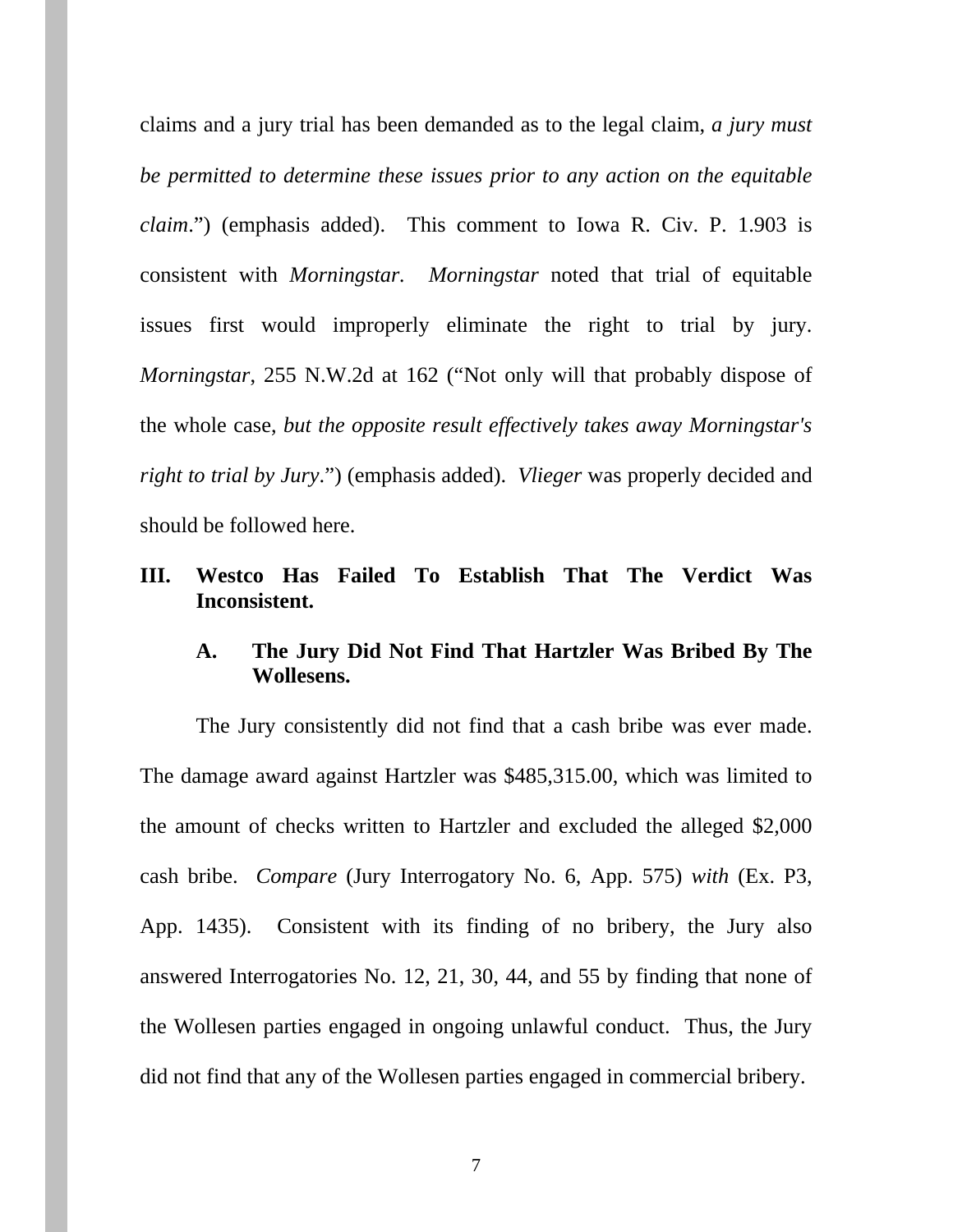claims and a jury trial has been demanded as to the legal claim, *a jury must be permitted to determine these issues prior to any action on the equitable claim*.") (emphasis added). This comment to Iowa R. Civ. P. 1.903 is consistent with *Morningstar*. *Morningstar* noted that trial of equitable issues first would improperly eliminate the right to trial by jury. *Morningstar*, 255 N.W.2d at 162 ("Not only will that probably dispose of the whole case, *but the opposite result effectively takes away Morningstar's right to trial by Jury*.") (emphasis added). *Vlieger* was properly decided and should be followed here.

## III. Westco Has Failed To Establish That The Verdict Was Inconsistent.

### A. The Jury Did Not Find That Hartzler Was Bribed By The Wollesens.

The Jury consistently did not find that a cash bribe was ever made. The damage award against Hartzler was $485,315.00, which was limited to the amount of checks written to Hartzler and excluded the alleged $2,000 cash bribe. *Compare* (Jury Interrogatory No. 6, App. 575) *with* (Ex. P3, App. 1435). Consistent with its finding of no bribery, the Jury also answered Interrogatories No. 12, 21, 30, 44, and 55 by finding that none of the Wollesen parties engaged in ongoing unlawful conduct. Thus, the Jury did not find that any of the Wollesen parties engaged in commercial bribery.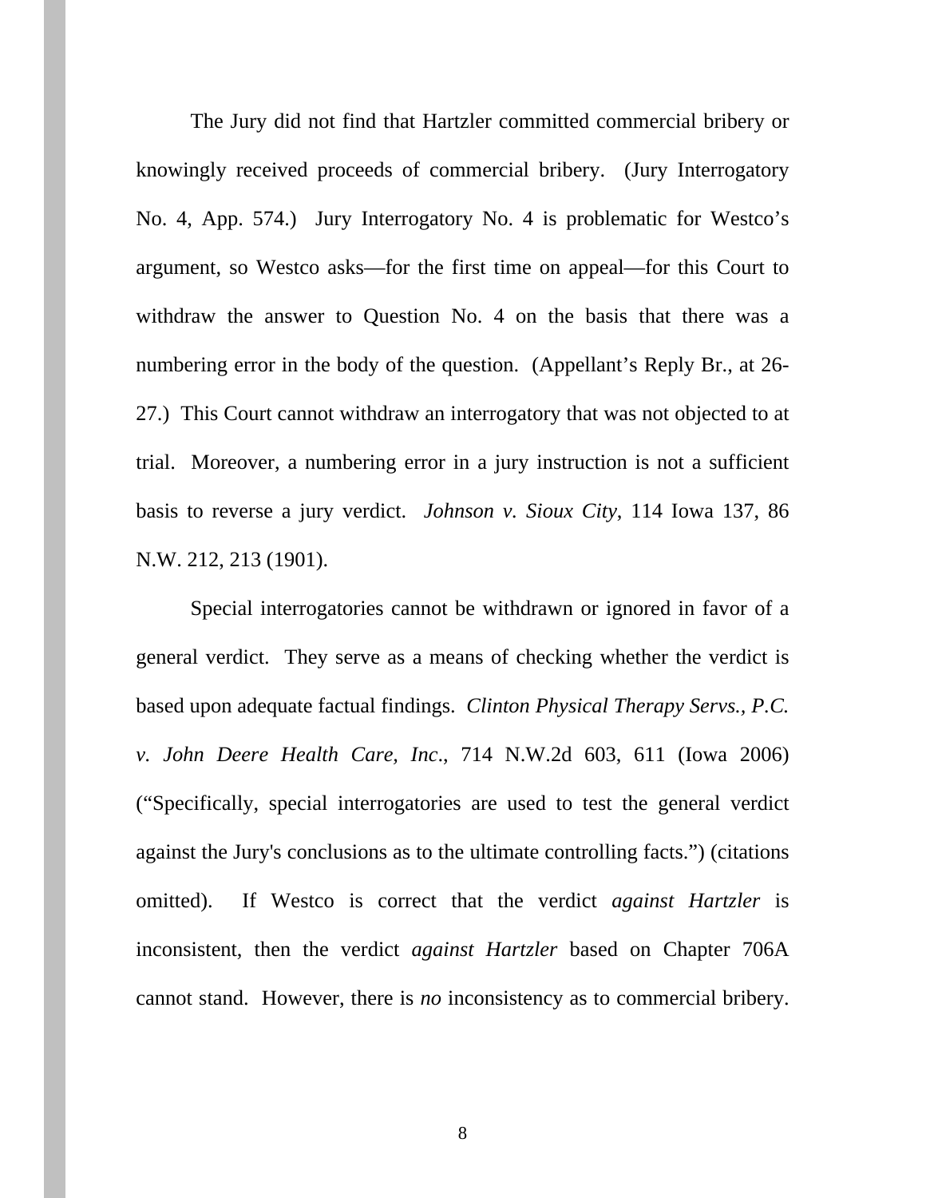The Jury did not find that Hartzler committed commercial bribery or knowingly received proceeds of commercial bribery. (Jury Interrogatory No. 4, App. 574.) Jury Interrogatory No. 4 is problematic for Westco's argument, so Westco asks—for the first time on appeal—for this Court to withdraw the answer to Question No. 4 on the basis that there was a numbering error in the body of the question. (Appellant's Reply Br., at 26-27.) This Court cannot withdraw an interrogatory that was not objected to at trial. Moreover, a numbering error in a jury instruction is not a sufficient basis to reverse a jury verdict. *Johnson v. Sioux City*, 114 Iowa 137, 86 N.W. 212, 213 (1901).

Special interrogatories cannot be withdrawn or ignored in favor of a general verdict. They serve as a means of checking whether the verdict is based upon adequate factual findings. *Clinton Physical Therapy Servs., P.C. v. John Deere Health Care, Inc*., 714 N.W.2d 603, 611 (Iowa 2006) ("Specifically, special interrogatories are used to test the general verdict against the Jury's conclusions as to the ultimate controlling facts.") (citations omitted). If Westco is correct that the verdict *against Hartzler* is inconsistent, then the verdict *against Hartzler* based on Chapter 706A cannot stand. However, there is *no* inconsistency as to commercial bribery.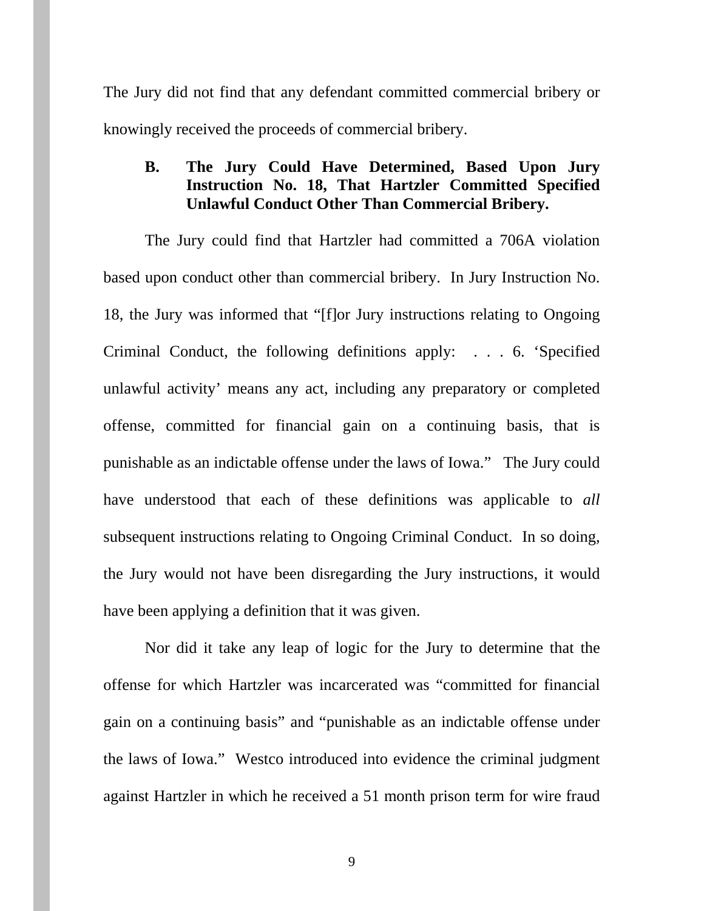The Jury did not find that any defendant committed commercial bribery or knowingly received the proceeds of commercial bribery.

### B. The Jury Could Have Determined, Based Upon Jury Instruction No. 18, That Hartzler Committed Specified Unlawful Conduct Other Than Commercial Bribery.

The Jury could find that Hartzler had committed a 706A violation based upon conduct other than commercial bribery. In Jury Instruction No. 18, the Jury was informed that "[f]or Jury instructions relating to Ongoing Criminal Conduct, the following definitions apply: . . . 6. 'Specified unlawful activity' means any act, including any preparatory or completed offense, committed for financial gain on a continuing basis, that is punishable as an indictable offense under the laws of Iowa." The Jury could have understood that each of these definitions was applicable to *all* subsequent instructions relating to Ongoing Criminal Conduct. In so doing, the Jury would not have been disregarding the Jury instructions, it would have been applying a definition that it was given.

Nor did it take any leap of logic for the Jury to determine that the offense for which Hartzler was incarcerated was "committed for financial gain on a continuing basis" and "punishable as an indictable offense under the laws of Iowa." Westco introduced into evidence the criminal judgment against Hartzler in which he received a 51 month prison term for wire fraud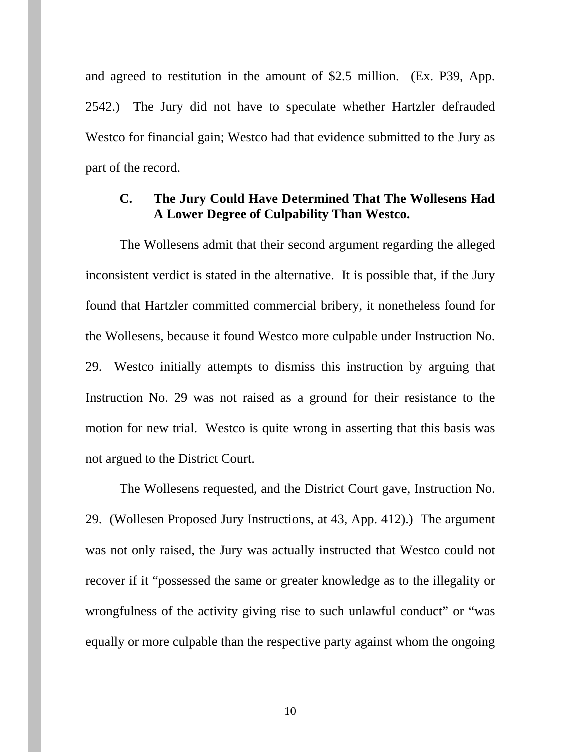and agreed to restitution in the amount of $2.5 million. (Ex. P39, App. 2542.) The Jury did not have to speculate whether Hartzler defrauded Westco for financial gain; Westco had that evidence submitted to the Jury as part of the record.

### C. The Jury Could Have Determined That The Wollesens Had A Lower Degree of Culpability Than Westco.

The Wollesens admit that their second argument regarding the alleged inconsistent verdict is stated in the alternative. It is possible that, if the Jury found that Hartzler committed commercial bribery, it nonetheless found for the Wollesens, because it found Westco more culpable under Instruction No. 29. Westco initially attempts to dismiss this instruction by arguing that Instruction No. 29 was not raised as a ground for their resistance to the motion for new trial. Westco is quite wrong in asserting that this basis was not argued to the District Court.

The Wollesens requested, and the District Court gave, Instruction No. 29. (Wollesen Proposed Jury Instructions, at 43, App. 412).) The argument was not only raised, the Jury was actually instructed that Westco could not recover if it "possessed the same or greater knowledge as to the illegality or wrongfulness of the activity giving rise to such unlawful conduct" or "was equally or more culpable than the respective party against whom the ongoing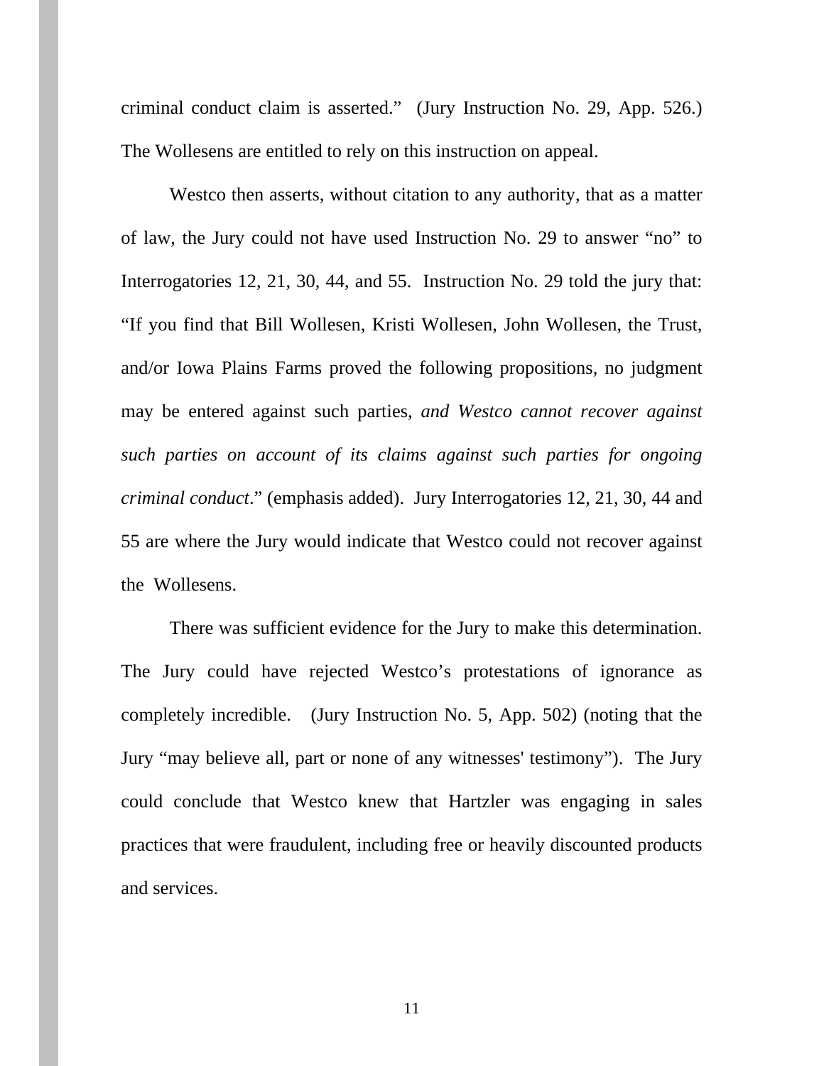criminal conduct claim is asserted." (Jury Instruction No. 29, App. 526.) The Wollesens are entitled to rely on this instruction on appeal.

Westco then asserts, without citation to any authority, that as a matter of law, the Jury could not have used Instruction No. 29 to answer "no" to Interrogatories 12, 21, 30, 44, and 55. Instruction No. 29 told the jury that: "If you find that Bill Wollesen, Kristi Wollesen, John Wollesen, the Trust, and/or Iowa Plains Farms proved the following propositions, no judgment may be entered against such parties, *and Westco cannot recover against such parties on account of its claims against such parties for ongoing criminal conduct*." (emphasis added). Jury Interrogatories 12, 21, 30, 44 and 55 are where the Jury would indicate that Westco could not recover against the Wollesens.

There was sufficient evidence for the Jury to make this determination. The Jury could have rejected Westco's protestations of ignorance as completely incredible. (Jury Instruction No. 5, App. 502) (noting that the Jury "may believe all, part or none of any witnesses' testimony"). The Jury could conclude that Westco knew that Hartzler was engaging in sales practices that were fraudulent, including free or heavily discounted products and services.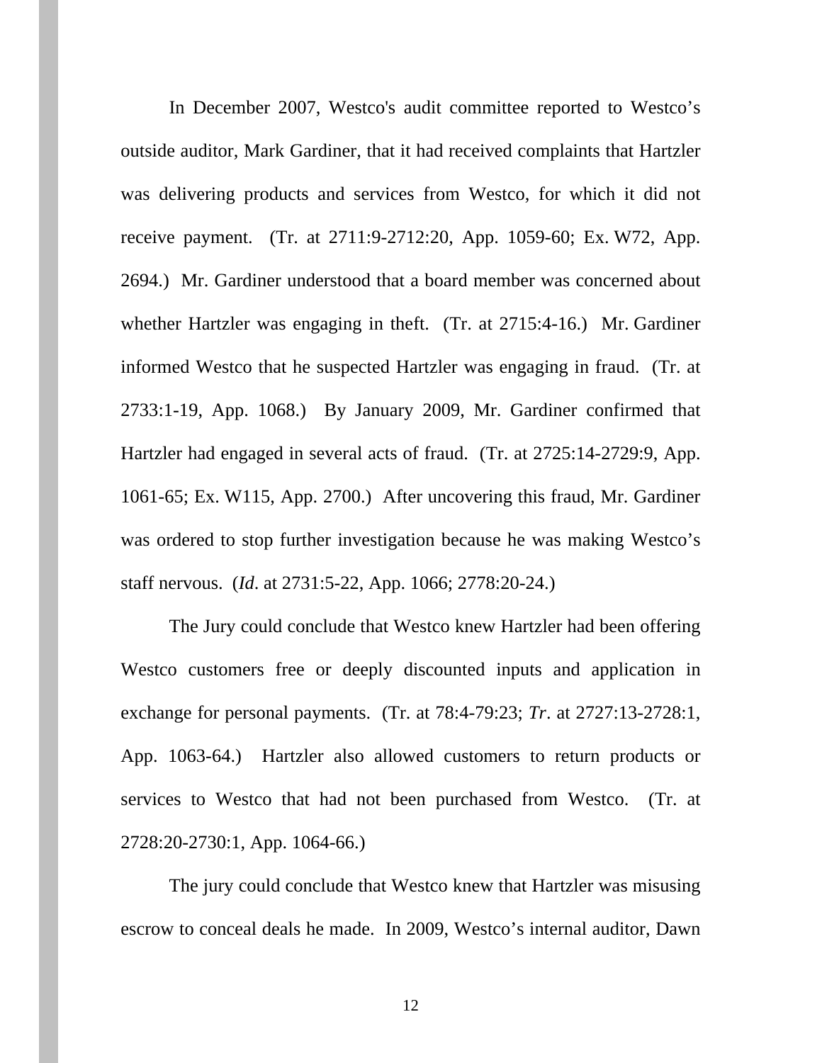In December 2007, Westco's audit committee reported to Westco's outside auditor, Mark Gardiner, that it had received complaints that Hartzler was delivering products and services from Westco, for which it did not receive payment. (Tr. at 2711:9-2712:20, App. 1059-60; Ex. W72, App. 2694.) Mr. Gardiner understood that a board member was concerned about whether Hartzler was engaging in theft. (Tr. at 2715:4-16.) Mr. Gardiner informed Westco that he suspected Hartzler was engaging in fraud. (Tr. at 2733:1-19, App. 1068.) By January 2009, Mr. Gardiner confirmed that Hartzler had engaged in several acts of fraud. (Tr. at 2725:14-2729:9, App. 1061-65; Ex. W115, App. 2700.) After uncovering this fraud, Mr. Gardiner was ordered to stop further investigation because he was making Westco's staff nervous. (*Id*. at 2731:5-22, App. 1066; 2778:20-24.)

The Jury could conclude that Westco knew Hartzler had been offering Westco customers free or deeply discounted inputs and application in exchange for personal payments. (Tr. at 78:4-79:23; *Tr*. at 2727:13-2728:1, App. 1063-64.) Hartzler also allowed customers to return products or services to Westco that had not been purchased from Westco. (Tr. at 2728:20-2730:1, App. 1064-66.)

The jury could conclude that Westco knew that Hartzler was misusing escrow to conceal deals he made. In 2009, Westco's internal auditor, Dawn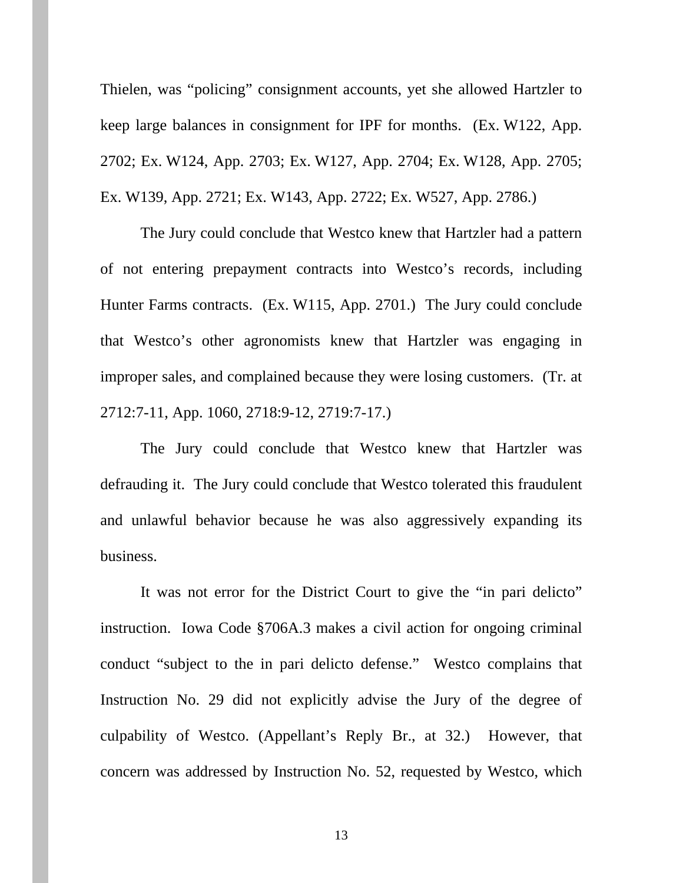Thielen, was "policing" consignment accounts, yet she allowed Hartzler to keep large balances in consignment for IPF for months. (Ex. W122, App. 2702; Ex. W124, App. 2703; Ex. W127, App. 2704; Ex. W128, App. 2705; Ex. W139, App. 2721; Ex. W143, App. 2722; Ex. W527, App. 2786.)

The Jury could conclude that Westco knew that Hartzler had a pattern of not entering prepayment contracts into Westco's records, including Hunter Farms contracts. (Ex. W115, App. 2701.) The Jury could conclude that Westco's other agronomists knew that Hartzler was engaging in improper sales, and complained because they were losing customers. (Tr. at 2712:7-11, App. 1060, 2718:9-12, 2719:7-17.)

The Jury could conclude that Westco knew that Hartzler was defrauding it. The Jury could conclude that Westco tolerated this fraudulent and unlawful behavior because he was also aggressively expanding its business.

It was not error for the District Court to give the "in pari delicto" instruction. Iowa Code §706A.3 makes a civil action for ongoing criminal conduct "subject to the in pari delicto defense." Westco complains that Instruction No. 29 did not explicitly advise the Jury of the degree of culpability of Westco. (Appellant's Reply Br., at 32.) However, that concern was addressed by Instruction No. 52, requested by Westco, which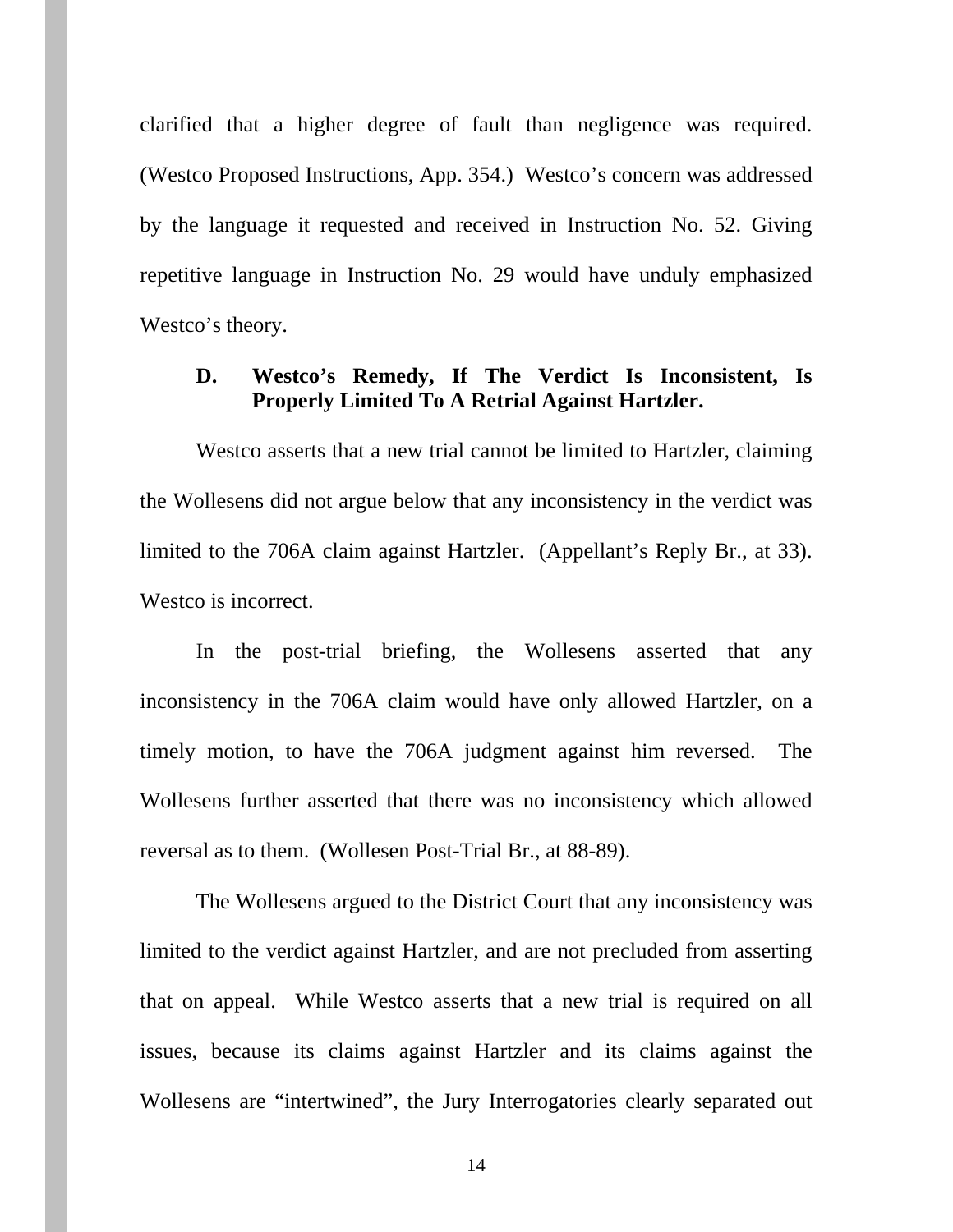clarified that a higher degree of fault than negligence was required. (Westco Proposed Instructions, App. 354.) Westco's concern was addressed by the language it requested and received in Instruction No. 52. Giving repetitive language in Instruction No. 29 would have unduly emphasized Westco's theory.

### D. Westco's Remedy, If The Verdict Is Inconsistent, Is Properly Limited To A Retrial Against Hartzler.

Westco asserts that a new trial cannot be limited to Hartzler, claiming the Wollesens did not argue below that any inconsistency in the verdict was limited to the 706A claim against Hartzler. (Appellant's Reply Br., at 33). Westco is incorrect.

In the post-trial briefing, the Wollesens asserted that any inconsistency in the 706A claim would have only allowed Hartzler, on a timely motion, to have the 706A judgment against him reversed. The Wollesens further asserted that there was no inconsistency which allowed reversal as to them. (Wollesen Post-Trial Br., at 88-89).

The Wollesens argued to the District Court that any inconsistency was limited to the verdict against Hartzler, and are not precluded from asserting that on appeal. While Westco asserts that a new trial is required on all issues, because its claims against Hartzler and its claims against the Wollesens are "intertwined", the Jury Interrogatories clearly separated out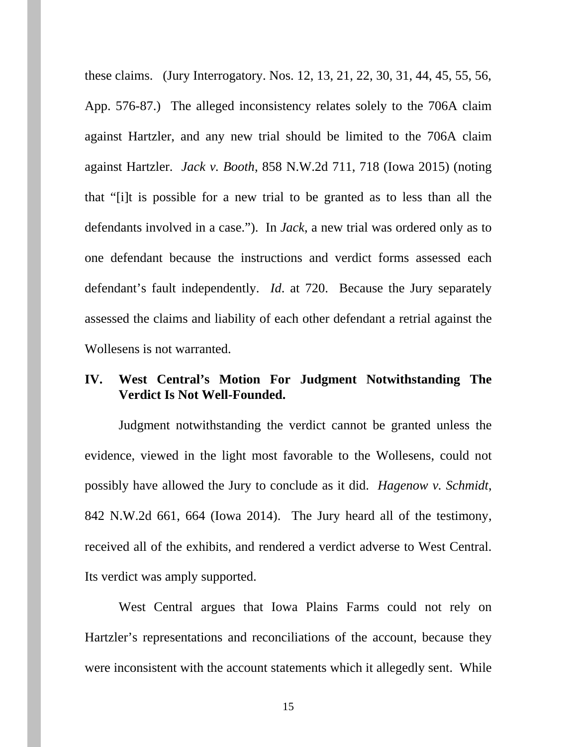these claims. (Jury Interrogatory. Nos. 12, 13, 21, 22, 30, 31, 44, 45, 55, 56, App. 576-87.) The alleged inconsistency relates solely to the 706A claim against Hartzler, and any new trial should be limited to the 706A claim against Hartzler. *Jack v. Booth*, 858 N.W.2d 711, 718 (Iowa 2015) (noting that "[i]t is possible for a new trial to be granted as to less than all the defendants involved in a case."). In *Jack*, a new trial was ordered only as to one defendant because the instructions and verdict forms assessed each defendant's fault independently. *Id*. at 720. Because the Jury separately assessed the claims and liability of each other defendant a retrial against the Wollesens is not warranted.

## IV. West Central's Motion For Judgment Notwithstanding The Verdict Is Not Well-Founded.

Judgment notwithstanding the verdict cannot be granted unless the evidence, viewed in the light most favorable to the Wollesens, could not possibly have allowed the Jury to conclude as it did. *Hagenow v. Schmidt*, 842 N.W.2d 661, 664 (Iowa 2014). The Jury heard all of the testimony, received all of the exhibits, and rendered a verdict adverse to West Central. Its verdict was amply supported.

West Central argues that Iowa Plains Farms could not rely on Hartzler's representations and reconciliations of the account, because they were inconsistent with the account statements which it allegedly sent. While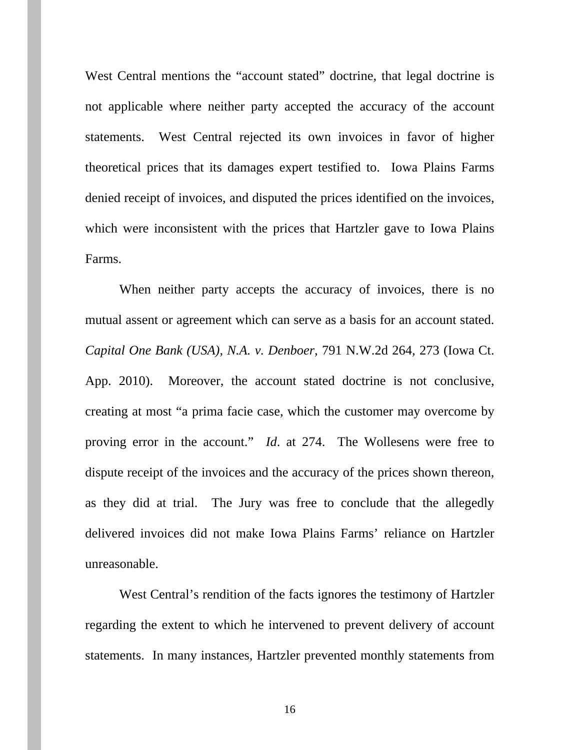West Central mentions the "account stated" doctrine, that legal doctrine is not applicable where neither party accepted the accuracy of the account statements. West Central rejected its own invoices in favor of higher theoretical prices that its damages expert testified to. Iowa Plains Farms denied receipt of invoices, and disputed the prices identified on the invoices, which were inconsistent with the prices that Hartzler gave to Iowa Plains Farms.

When neither party accepts the accuracy of invoices, there is no mutual assent or agreement which can serve as a basis for an account stated. *Capital One Bank (USA), N.A. v. Denboer*, 791 N.W.2d 264, 273 (Iowa Ct. App. 2010). Moreover, the account stated doctrine is not conclusive, creating at most "a prima facie case, which the customer may overcome by proving error in the account." *Id*. at 274. The Wollesens were free to dispute receipt of the invoices and the accuracy of the prices shown thereon, as they did at trial. The Jury was free to conclude that the allegedly delivered invoices did not make Iowa Plains Farms' reliance on Hartzler unreasonable.

West Central's rendition of the facts ignores the testimony of Hartzler regarding the extent to which he intervened to prevent delivery of account statements. In many instances, Hartzler prevented monthly statements from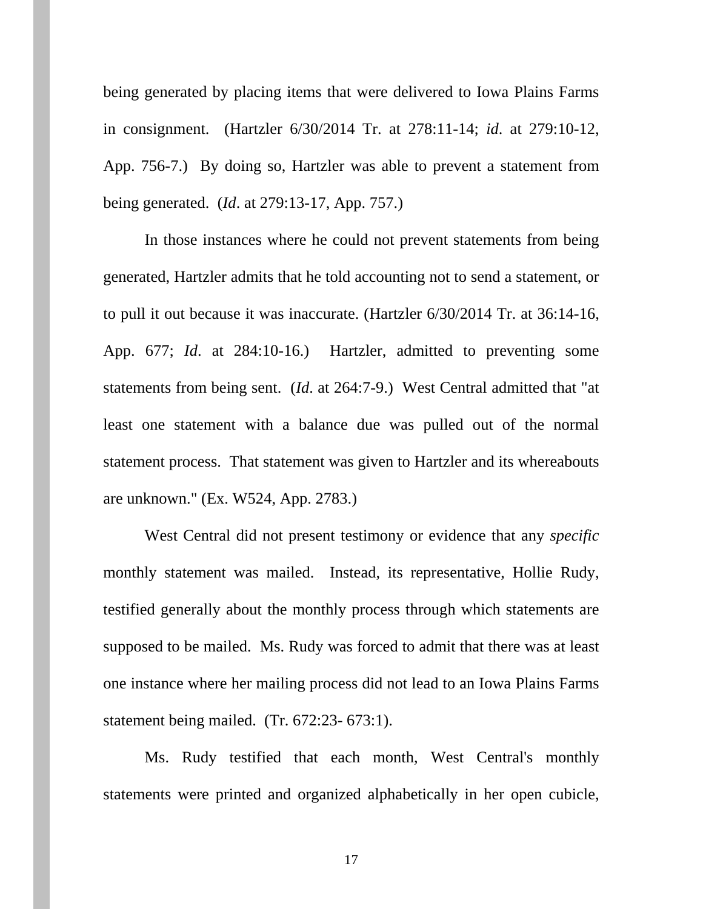being generated by placing items that were delivered to Iowa Plains Farms in consignment. (Hartzler 6/30/2014 Tr. at 278:11-14; *id*. at 279:10-12, App. 756-7.) By doing so, Hartzler was able to prevent a statement from being generated. (*Id*. at 279:13-17, App. 757.)

In those instances where he could not prevent statements from being generated, Hartzler admits that he told accounting not to send a statement, or to pull it out because it was inaccurate. (Hartzler 6/30/2014 Tr. at 36:14-16, App. 677; *Id*. at 284:10-16.) Hartzler, admitted to preventing some statements from being sent. (*Id*. at 264:7-9.) West Central admitted that "at least one statement with a balance due was pulled out of the normal statement process. That statement was given to Hartzler and its whereabouts are unknown." (Ex. W524, App. 2783.)

West Central did not present testimony or evidence that any *specific* monthly statement was mailed. Instead, its representative, Hollie Rudy, testified generally about the monthly process through which statements are supposed to be mailed. Ms. Rudy was forced to admit that there was at least one instance where her mailing process did not lead to an Iowa Plains Farms statement being mailed. (Tr. 672:23- 673:1).

Ms. Rudy testified that each month, West Central's monthly statements were printed and organized alphabetically in her open cubicle,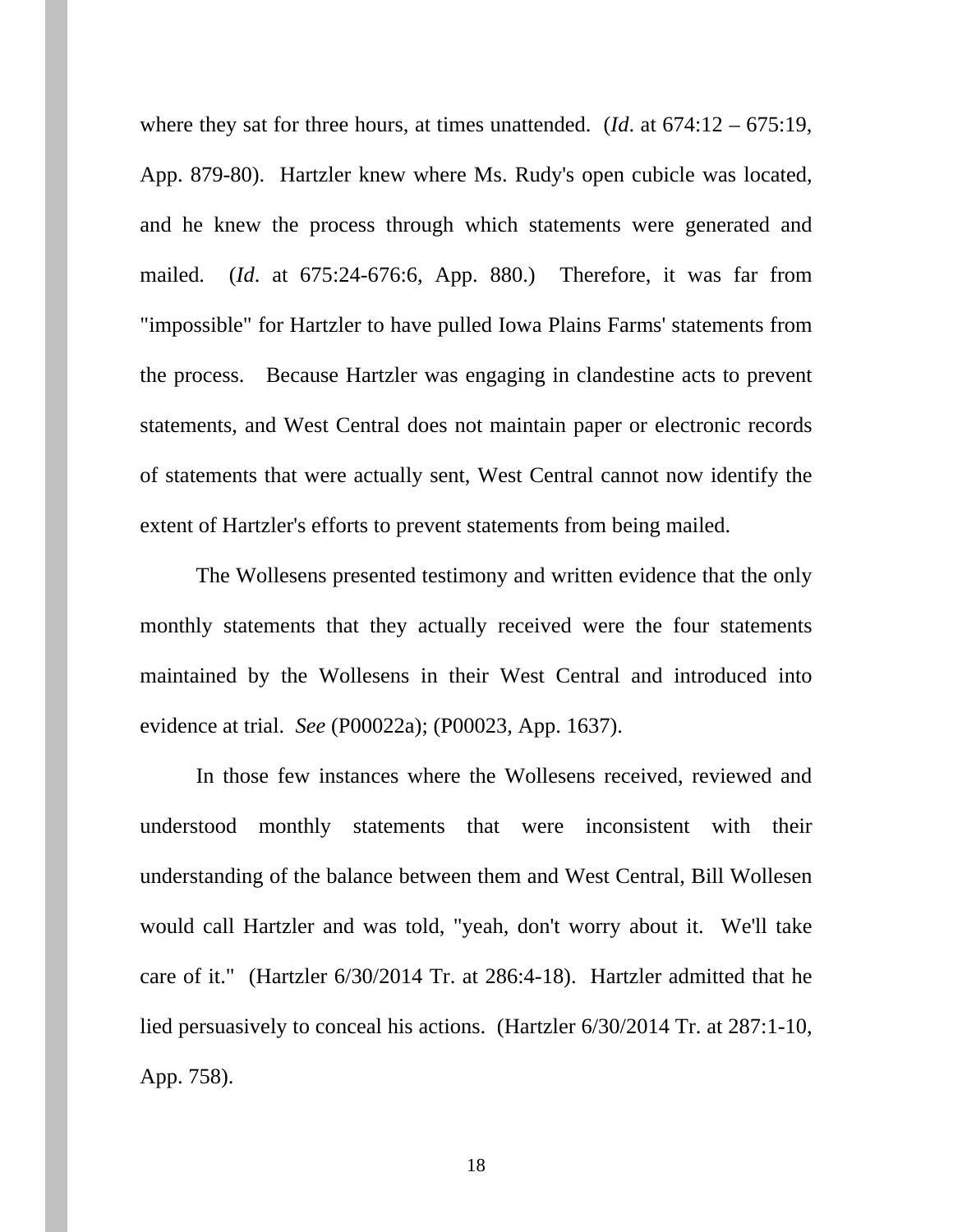where they sat for three hours, at times unattended. (*Id*. at 674:12 – 675:19, App. 879-80). Hartzler knew where Ms. Rudy's open cubicle was located, and he knew the process through which statements were generated and mailed. (*Id*. at 675:24-676:6, App. 880.) Therefore, it was far from "impossible" for Hartzler to have pulled Iowa Plains Farms' statements from the process. Because Hartzler was engaging in clandestine acts to prevent statements, and West Central does not maintain paper or electronic records of statements that were actually sent, West Central cannot now identify the extent of Hartzler's efforts to prevent statements from being mailed.

The Wollesens presented testimony and written evidence that the only monthly statements that they actually received were the four statements maintained by the Wollesens in their West Central and introduced into evidence at trial. *See* (P00022a); (P00023, App. 1637).

In those few instances where the Wollesens received, reviewed and understood monthly statements that were inconsistent with their understanding of the balance between them and West Central, Bill Wollesen would call Hartzler and was told, "yeah, don't worry about it. We'll take care of it." (Hartzler 6/30/2014 Tr. at 286:4-18). Hartzler admitted that he lied persuasively to conceal his actions. (Hartzler 6/30/2014 Tr. at 287:1-10, App. 758).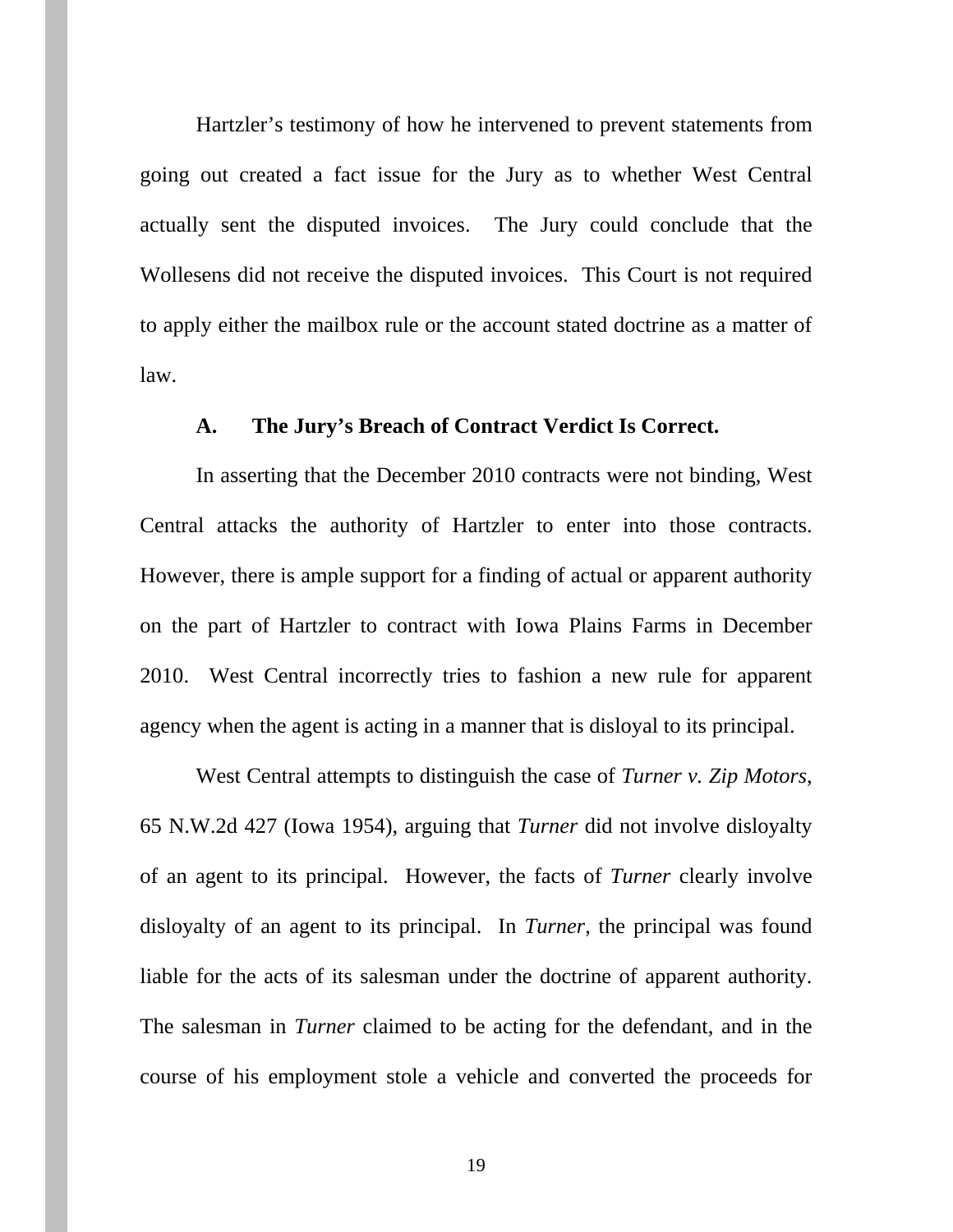Hartzler's testimony of how he intervened to prevent statements from going out created a fact issue for the Jury as to whether West Central actually sent the disputed invoices. The Jury could conclude that the Wollesens did not receive the disputed invoices. This Court is not required to apply either the mailbox rule or the account stated doctrine as a matter of law.

### A. The Jury's Breach of Contract Verdict Is Correct.

In asserting that the December 2010 contracts were not binding, West Central attacks the authority of Hartzler to enter into those contracts. However, there is ample support for a finding of actual or apparent authority on the part of Hartzler to contract with Iowa Plains Farms in December 2010. West Central incorrectly tries to fashion a new rule for apparent agency when the agent is acting in a manner that is disloyal to its principal.

West Central attempts to distinguish the case of *Turner v. Zip Motors*, 65 N.W.2d 427 (Iowa 1954), arguing that *Turner* did not involve disloyalty of an agent to its principal. However, the facts of *Turner* clearly involve disloyalty of an agent to its principal. In *Turner*, the principal was found liable for the acts of its salesman under the doctrine of apparent authority. The salesman in *Turner* claimed to be acting for the defendant, and in the course of his employment stole a vehicle and converted the proceeds for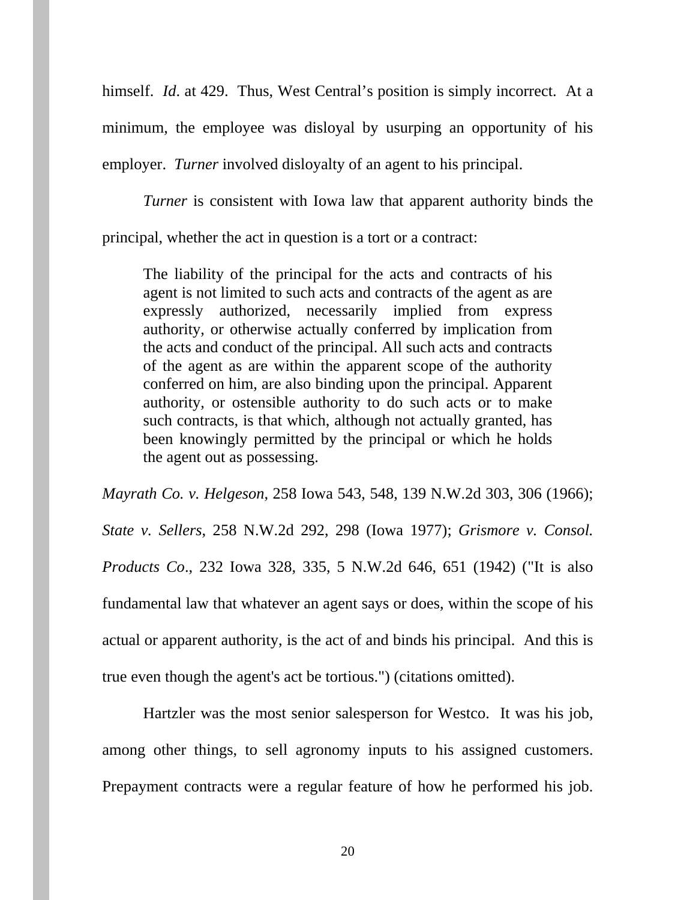himself. *Id*. at 429. Thus, West Central's position is simply incorrect. At a minimum, the employee was disloyal by usurping an opportunity of his employer. *Turner* involved disloyalty of an agent to his principal.

*Turner* is consistent with Iowa law that apparent authority binds the principal, whether the act in question is a tort or a contract:

> The liability of the principal for the acts and contracts of his agent is not limited to such acts and contracts of the agent as are expressly authorized, necessarily implied from express authority, or otherwise actually conferred by implication from the acts and conduct of the principal. All such acts and contracts of the agent as are within the apparent scope of the authority conferred on him, are also binding upon the principal. Apparent authority, or ostensible authority to do such acts or to make such contracts, is that which, although not actually granted, has been knowingly permitted by the principal or which he holds the agent out as possessing.

*Mayrath Co. v. Helgeson*, 258 Iowa 543, 548, 139 N.W.2d 303, 306 (1966); *State v. Sellers*, 258 N.W.2d 292, 298 (Iowa 1977); *Grismore v. Consol. Products Co*., 232 Iowa 328, 335, 5 N.W.2d 646, 651 (1942) ("It is also fundamental law that whatever an agent says or does, within the scope of his actual or apparent authority, is the act of and binds his principal. And this is true even though the agent's act be tortious.") (citations omitted).

Hartzler was the most senior salesperson for Westco. It was his job, among other things, to sell agronomy inputs to his assigned customers. Prepayment contracts were a regular feature of how he performed his job.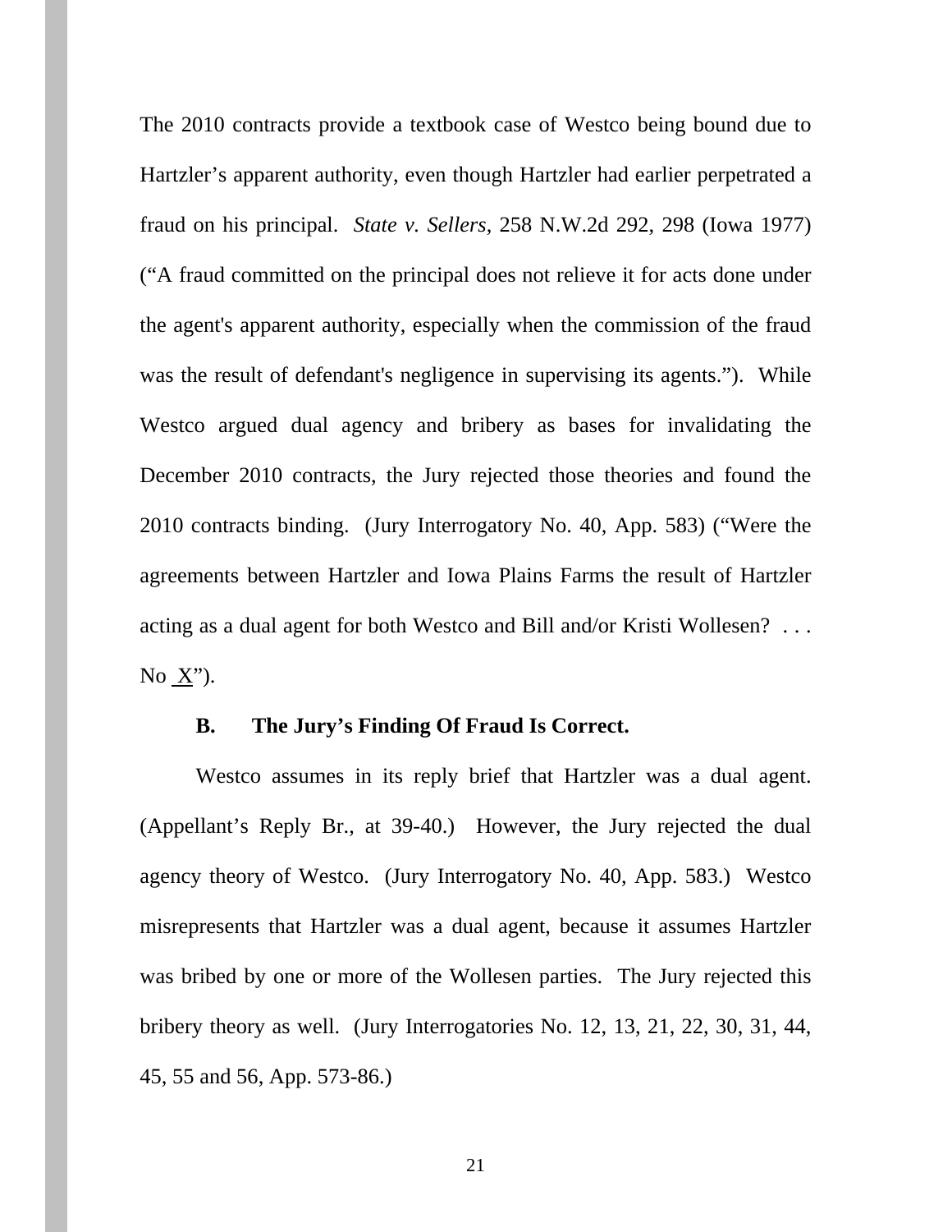The 2010 contracts provide a textbook case of Westco being bound due to Hartzler's apparent authority, even though Hartzler had earlier perpetrated a fraud on his principal. *State v. Sellers*, 258 N.W.2d 292, 298 (Iowa 1977) ("A fraud committed on the principal does not relieve it for acts done under the agent's apparent authority, especially when the commission of the fraud was the result of defendant's negligence in supervising its agents."). While Westco argued dual agency and bribery as bases for invalidating the December 2010 contracts, the Jury rejected those theories and found the 2010 contracts binding. (Jury Interrogatory No. 40, App. 583) ("Were the agreements between Hartzler and Iowa Plains Farms the result of Hartzler acting as a dual agent for both Westco and Bill and/or Kristi Wollesen? . . . No X").

### B. The Jury's Finding Of Fraud Is Correct.

Westco assumes in its reply brief that Hartzler was a dual agent. (Appellant's Reply Br., at 39-40.) However, the Jury rejected the dual agency theory of Westco. (Jury Interrogatory No. 40, App. 583.) Westco misrepresents that Hartzler was a dual agent, because it assumes Hartzler was bribed by one or more of the Wollesen parties. The Jury rejected this bribery theory as well. (Jury Interrogatories No. 12, 13, 21, 22, 30, 31, 44, 45, 55 and 56, App. 573-86.)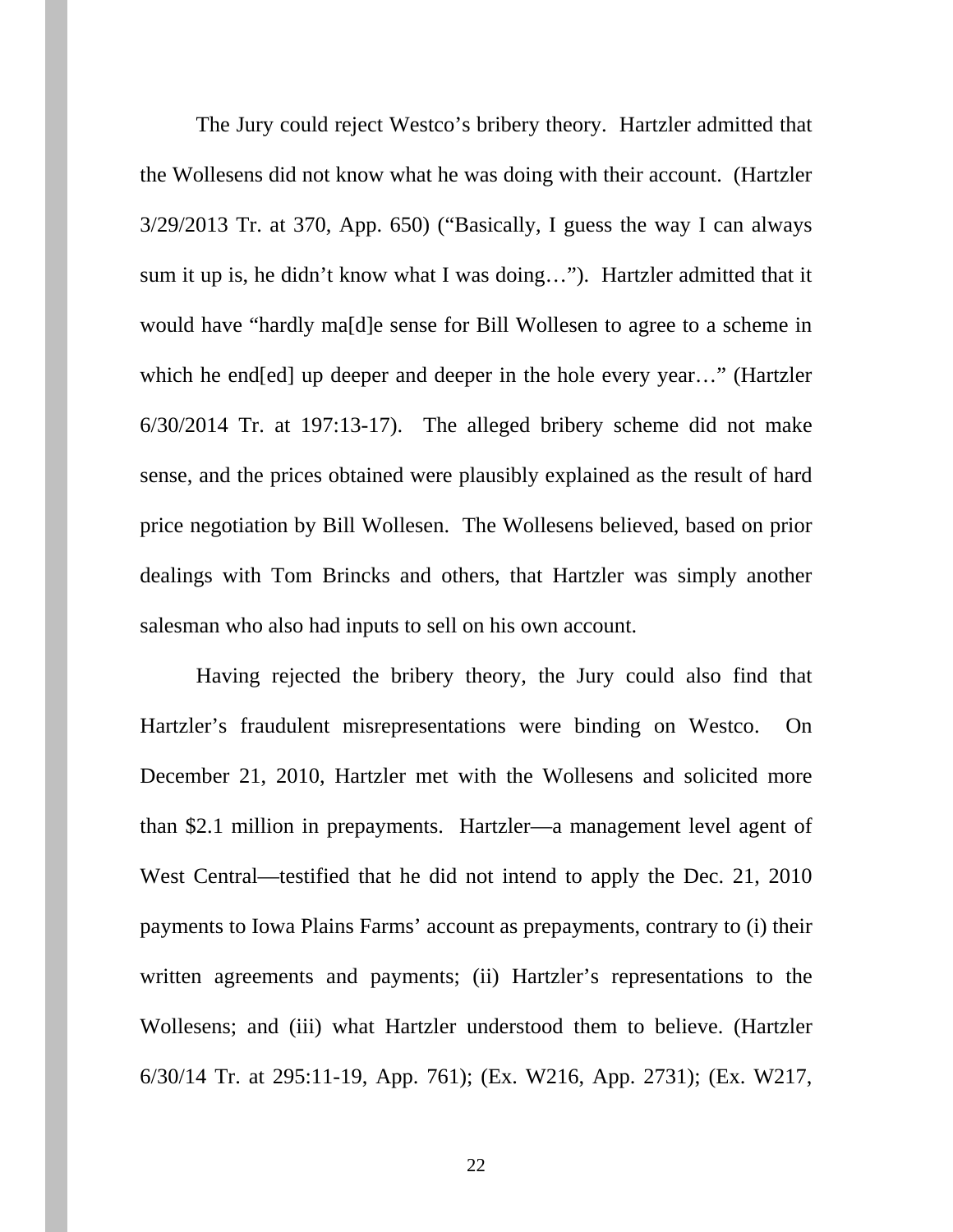The Jury could reject Westco's bribery theory. Hartzler admitted that the Wollesens did not know what he was doing with their account. (Hartzler 3/29/2013 Tr. at 370, App. 650) ("Basically, I guess the way I can always sum it up is, he didn't know what I was doing…"). Hartzler admitted that it would have "hardly ma[d]e sense for Bill Wollesen to agree to a scheme in which he end[ed] up deeper and deeper in the hole every year…" (Hartzler 6/30/2014 Tr. at 197:13-17). The alleged bribery scheme did not make sense, and the prices obtained were plausibly explained as the result of hard price negotiation by Bill Wollesen. The Wollesens believed, based on prior dealings with Tom Brincks and others, that Hartzler was simply another salesman who also had inputs to sell on his own account.

Having rejected the bribery theory, the Jury could also find that Hartzler's fraudulent misrepresentations were binding on Westco. On December 21, 2010, Hartzler met with the Wollesens and solicited more than $2.1 million in prepayments. Hartzler—a management level agent of West Central—testified that he did not intend to apply the Dec. 21, 2010 payments to Iowa Plains Farms' account as prepayments, contrary to (i) their written agreements and payments; (ii) Hartzler's representations to the Wollesens; and (iii) what Hartzler understood them to believe. (Hartzler 6/30/14 Tr. at 295:11-19, App. 761); (Ex. W216, App. 2731); (Ex. W217,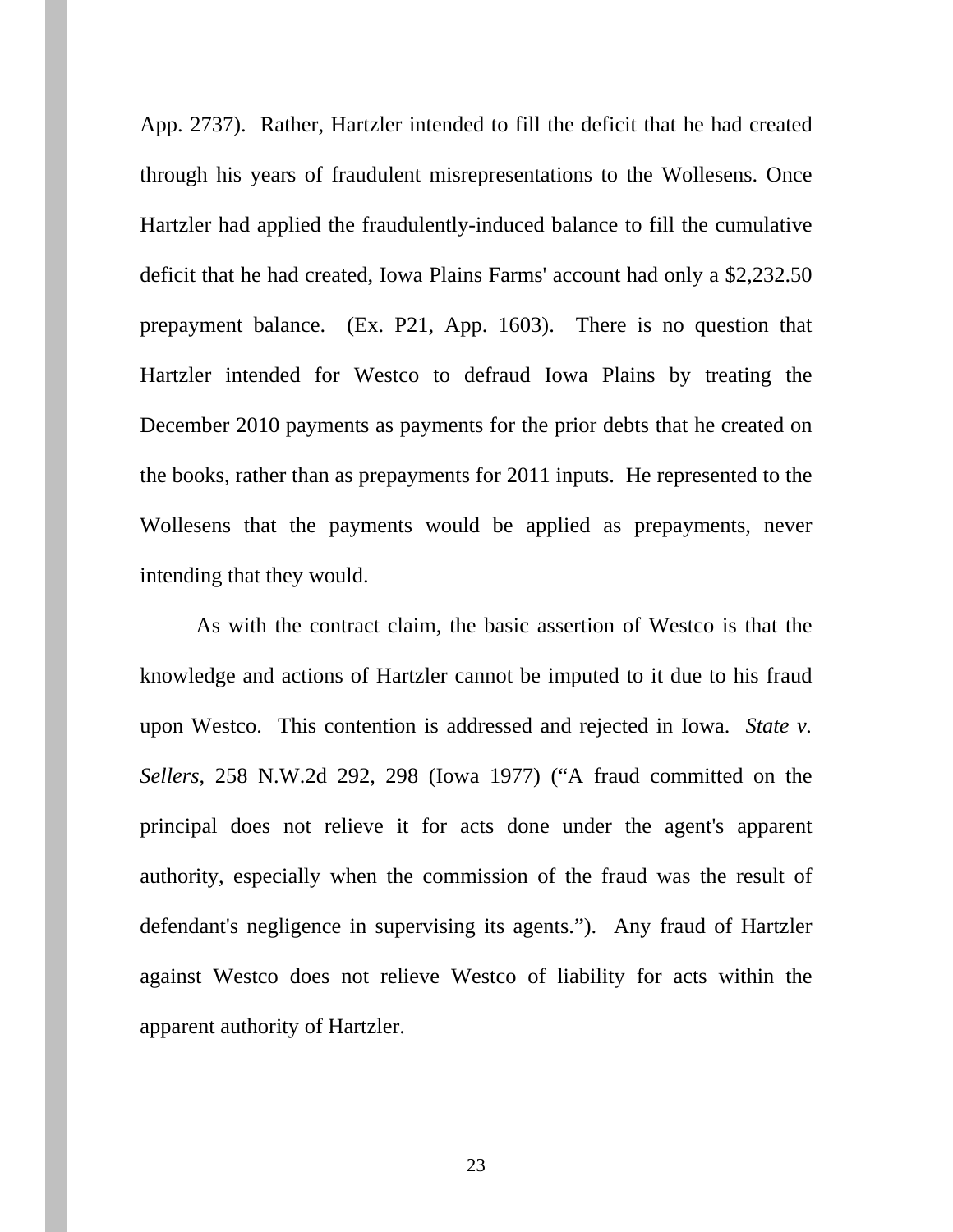App. 2737). Rather, Hartzler intended to fill the deficit that he had created through his years of fraudulent misrepresentations to the Wollesens. Once Hartzler had applied the fraudulently-induced balance to fill the cumulative deficit that he had created, Iowa Plains Farms' account had only a $2,232.50 prepayment balance. (Ex. P21, App. 1603). There is no question that Hartzler intended for Westco to defraud Iowa Plains by treating the December 2010 payments as payments for the prior debts that he created on the books, rather than as prepayments for 2011 inputs. He represented to the Wollesens that the payments would be applied as prepayments, never intending that they would.

As with the contract claim, the basic assertion of Westco is that the knowledge and actions of Hartzler cannot be imputed to it due to his fraud upon Westco. This contention is addressed and rejected in Iowa. *State v. Sellers*, 258 N.W.2d 292, 298 (Iowa 1977) ("A fraud committed on the principal does not relieve it for acts done under the agent's apparent authority, especially when the commission of the fraud was the result of defendant's negligence in supervising its agents."). Any fraud of Hartzler against Westco does not relieve Westco of liability for acts within the apparent authority of Hartzler.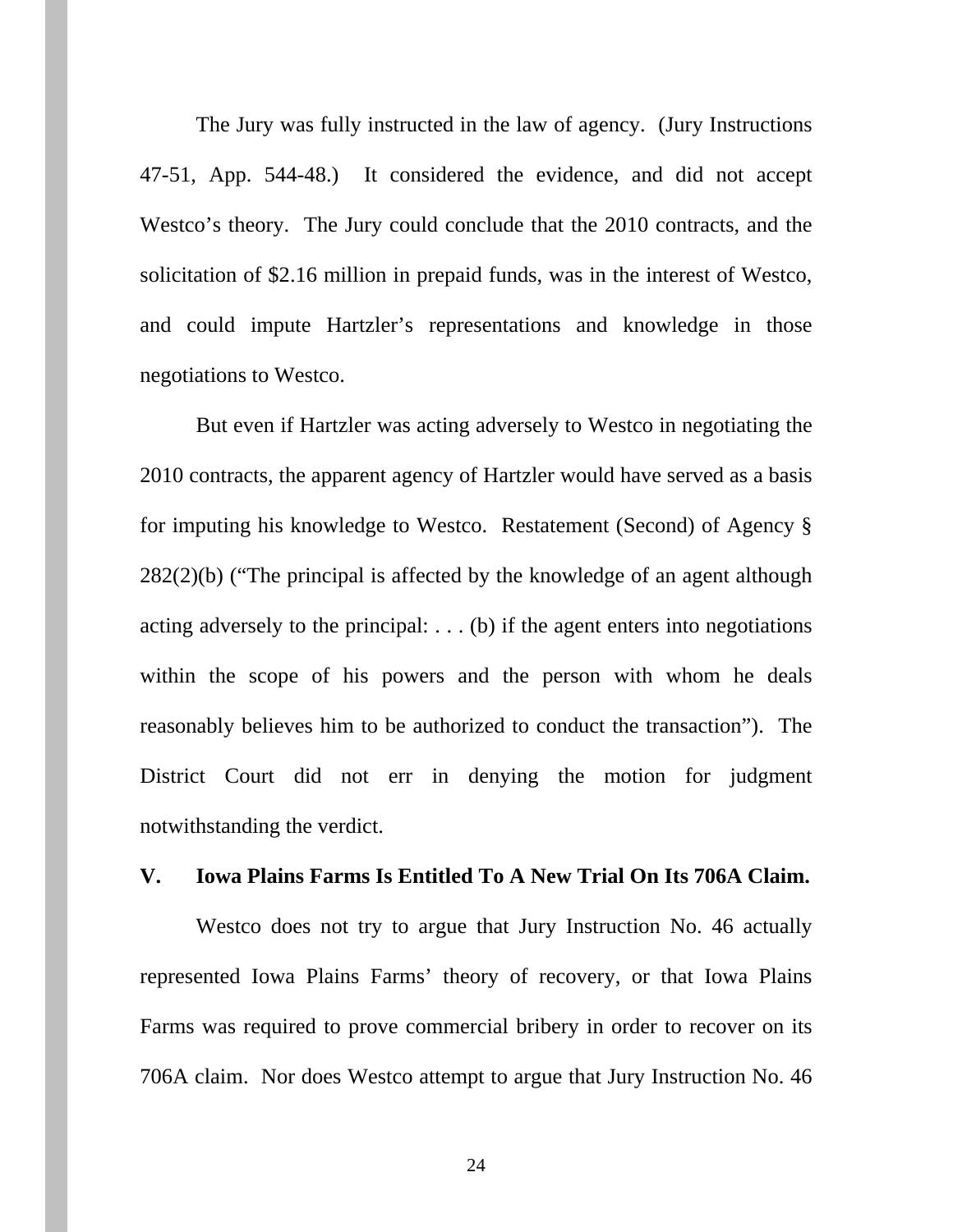The Jury was fully instructed in the law of agency. (Jury Instructions 47-51, App. 544-48.) It considered the evidence, and did not accept Westco's theory. The Jury could conclude that the 2010 contracts, and the solicitation of $2.16 million in prepaid funds, was in the interest of Westco, and could impute Hartzler's representations and knowledge in those negotiations to Westco.

But even if Hartzler was acting adversely to Westco in negotiating the 2010 contracts, the apparent agency of Hartzler would have served as a basis for imputing his knowledge to Westco. Restatement (Second) of Agency § 282(2)(b) ("The principal is affected by the knowledge of an agent although acting adversely to the principal: . . . (b) if the agent enters into negotiations within the scope of his powers and the person with whom he deals reasonably believes him to be authorized to conduct the transaction"). The District Court did not err in denying the motion for judgment notwithstanding the verdict.

## V. Iowa Plains Farms Is Entitled To A New Trial On Its 706A Claim.

Westco does not try to argue that Jury Instruction No. 46 actually represented Iowa Plains Farms' theory of recovery, or that Iowa Plains Farms was required to prove commercial bribery in order to recover on its 706A claim. Nor does Westco attempt to argue that Jury Instruction No. 46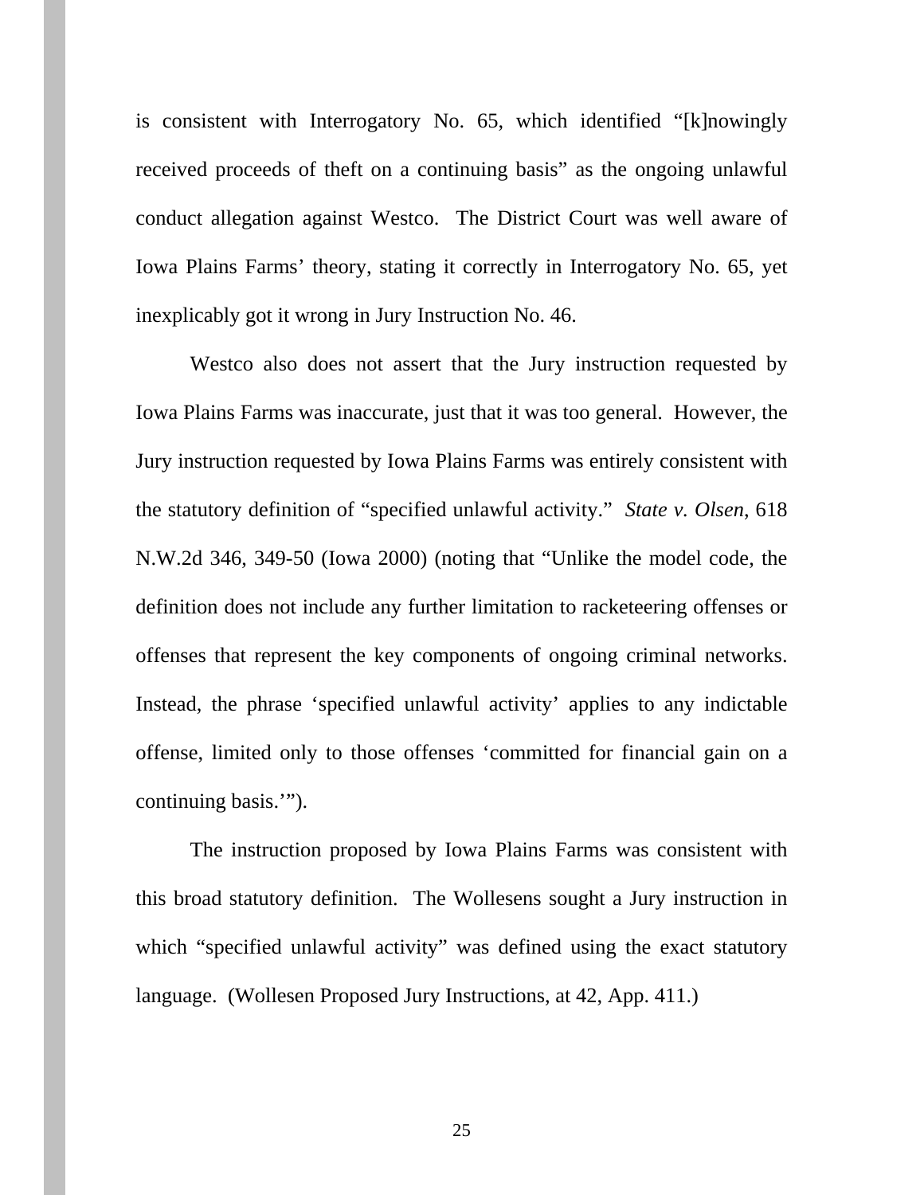is consistent with Interrogatory No. 65, which identified "[k]nowingly received proceeds of theft on a continuing basis" as the ongoing unlawful conduct allegation against Westco. The District Court was well aware of Iowa Plains Farms' theory, stating it correctly in Interrogatory No. 65, yet inexplicably got it wrong in Jury Instruction No. 46.

Westco also does not assert that the Jury instruction requested by Iowa Plains Farms was inaccurate, just that it was too general. However, the Jury instruction requested by Iowa Plains Farms was entirely consistent with the statutory definition of "specified unlawful activity." *State v. Olsen*, 618 N.W.2d 346, 349-50 (Iowa 2000) (noting that "Unlike the model code, the definition does not include any further limitation to racketeering offenses or offenses that represent the key components of ongoing criminal networks. Instead, the phrase 'specified unlawful activity' applies to any indictable offense, limited only to those offenses 'committed for financial gain on a continuing basis.'").

The instruction proposed by Iowa Plains Farms was consistent with this broad statutory definition. The Wollesens sought a Jury instruction in which "specified unlawful activity" was defined using the exact statutory language. (Wollesen Proposed Jury Instructions, at 42, App. 411.)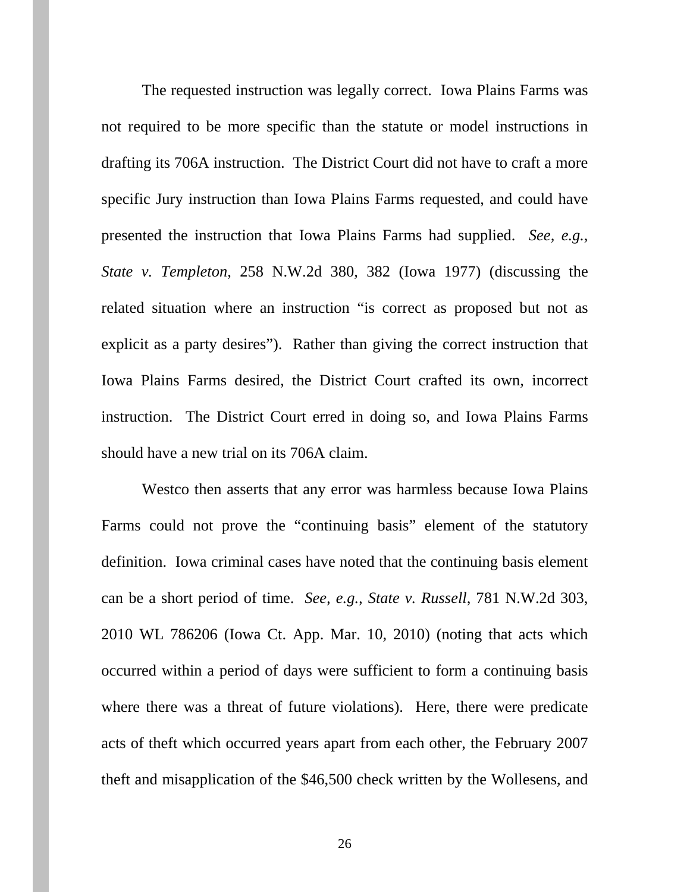The requested instruction was legally correct. Iowa Plains Farms was not required to be more specific than the statute or model instructions in drafting its 706A instruction. The District Court did not have to craft a more specific Jury instruction than Iowa Plains Farms requested, and could have presented the instruction that Iowa Plains Farms had supplied. *See, e.g.*, *State v. Templeton*, 258 N.W.2d 380, 382 (Iowa 1977) (discussing the related situation where an instruction "is correct as proposed but not as explicit as a party desires"). Rather than giving the correct instruction that Iowa Plains Farms desired, the District Court crafted its own, incorrect instruction. The District Court erred in doing so, and Iowa Plains Farms should have a new trial on its 706A claim.

Westco then asserts that any error was harmless because Iowa Plains Farms could not prove the "continuing basis" element of the statutory definition. Iowa criminal cases have noted that the continuing basis element can be a short period of time. *See, e.g., State v. Russell*, 781 N.W.2d 303, 2010 WL 786206 (Iowa Ct. App. Mar. 10, 2010) (noting that acts which occurred within a period of days were sufficient to form a continuing basis where there was a threat of future violations). Here, there were predicate acts of theft which occurred years apart from each other, the February 2007 theft and misapplication of the $46,500 check written by the Wollesens, and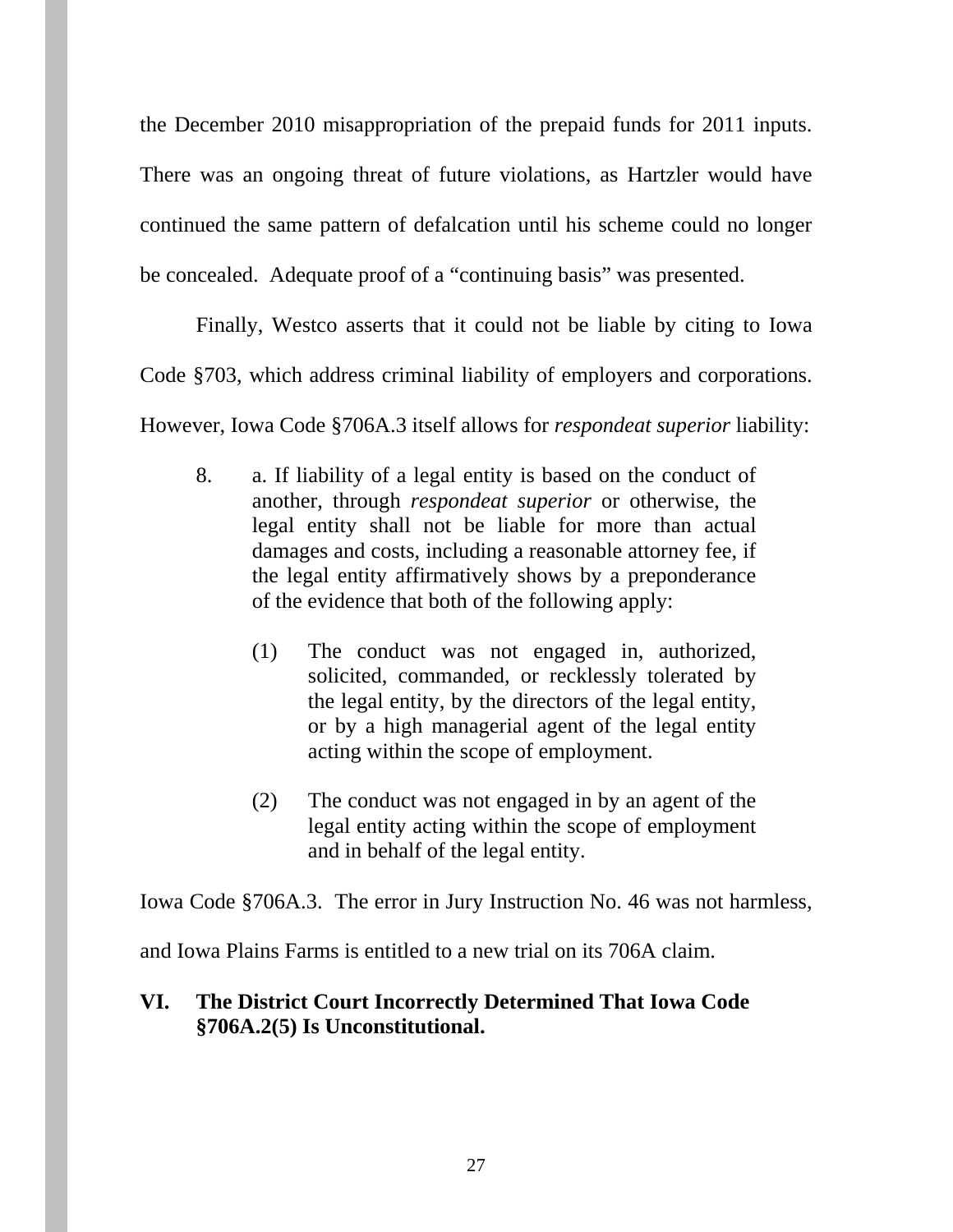the December 2010 misappropriation of the prepaid funds for 2011 inputs. There was an ongoing threat of future violations, as Hartzler would have continued the same pattern of defalcation until his scheme could no longer be concealed. Adequate proof of a "continuing basis" was presented.

Finally, Westco asserts that it could not be liable by citing to Iowa Code §703, which address criminal liability of employers and corporations. However, Iowa Code §706A.3 itself allows for *respondeat superior* liability:

> 8. a. If liability of a legal entity is based on the conduct of another, through *respondeat superior* or otherwise, the legal entity shall not be liable for more than actual damages and costs, including a reasonable attorney fee, if the legal entity affirmatively shows by a preponderance of the evidence that both of the following apply:
>
> (1) The conduct was not engaged in, authorized, solicited, commanded, or recklessly tolerated by the legal entity, by the directors of the legal entity, or by a high managerial agent of the legal entity acting within the scope of employment.
>
> (2) The conduct was not engaged in by an agent of the legal entity acting within the scope of employment and in behalf of the legal entity.

Iowa Code §706A.3. The error in Jury Instruction No. 46 was not harmless, and Iowa Plains Farms is entitled to a new trial on its 706A claim.

## VI. The District Court Incorrectly Determined That Iowa Code §706A.2(5) Is Unconstitutional.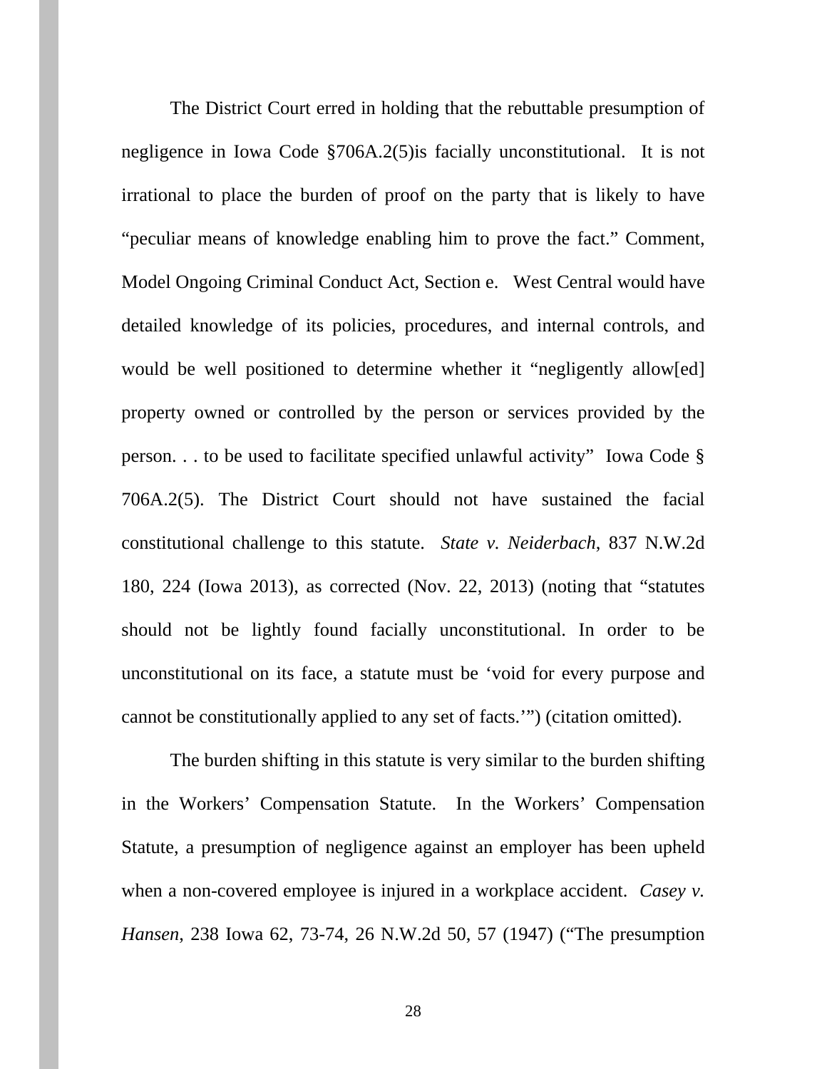The District Court erred in holding that the rebuttable presumption of negligence in Iowa Code §706A.2(5)is facially unconstitutional. It is not irrational to place the burden of proof on the party that is likely to have "peculiar means of knowledge enabling him to prove the fact." Comment, Model Ongoing Criminal Conduct Act, Section e. West Central would have detailed knowledge of its policies, procedures, and internal controls, and would be well positioned to determine whether it "negligently allow[ed] property owned or controlled by the person or services provided by the person. . . to be used to facilitate specified unlawful activity" Iowa Code § 706A.2(5). The District Court should not have sustained the facial constitutional challenge to this statute. *State v. Neiderbach*, 837 N.W.2d 180, 224 (Iowa 2013), as corrected (Nov. 22, 2013) (noting that "statutes should not be lightly found facially unconstitutional. In order to be unconstitutional on its face, a statute must be 'void for every purpose and cannot be constitutionally applied to any set of facts.'") (citation omitted).

The burden shifting in this statute is very similar to the burden shifting in the Workers' Compensation Statute. In the Workers' Compensation Statute, a presumption of negligence against an employer has been upheld when a non-covered employee is injured in a workplace accident. *Casey v. Hansen*, 238 Iowa 62, 73-74, 26 N.W.2d 50, 57 (1947) ("The presumption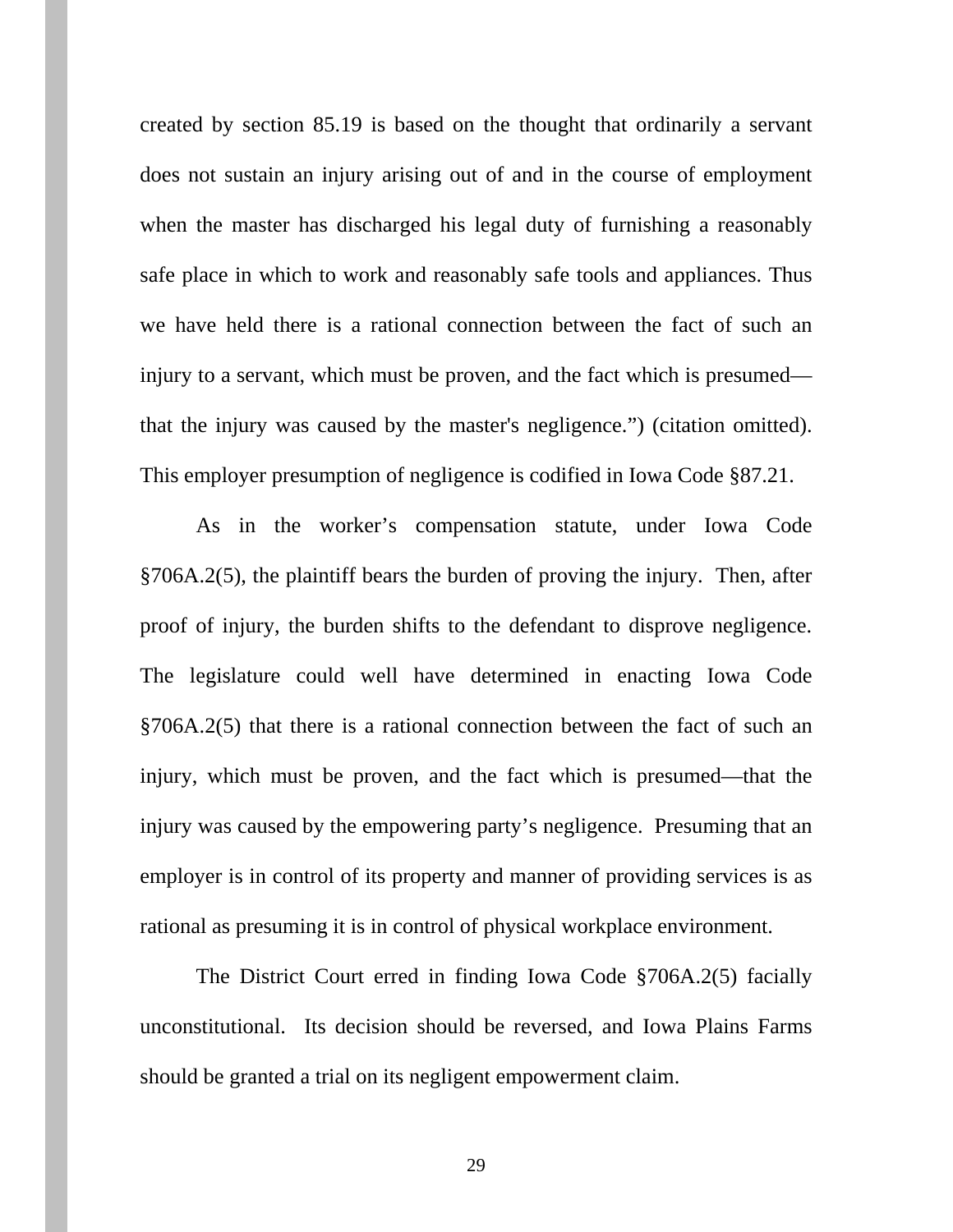created by section 85.19 is based on the thought that ordinarily a servant does not sustain an injury arising out of and in the course of employment when the master has discharged his legal duty of furnishing a reasonably safe place in which to work and reasonably safe tools and appliances. Thus we have held there is a rational connection between the fact of such an injury to a servant, which must be proven, and the fact which is presumed—that the injury was caused by the master's negligence.") (citation omitted). This employer presumption of negligence is codified in Iowa Code §87.21.

As in the worker's compensation statute, under Iowa Code §706A.2(5), the plaintiff bears the burden of proving the injury. Then, after proof of injury, the burden shifts to the defendant to disprove negligence. The legislature could well have determined in enacting Iowa Code §706A.2(5) that there is a rational connection between the fact of such an injury, which must be proven, and the fact which is presumed—that the injury was caused by the empowering party's negligence. Presuming that an employer is in control of its property and manner of providing services is as rational as presuming it is in control of physical workplace environment.

The District Court erred in finding Iowa Code §706A.2(5) facially unconstitutional. Its decision should be reversed, and Iowa Plains Farms should be granted a trial on its negligent empowerment claim.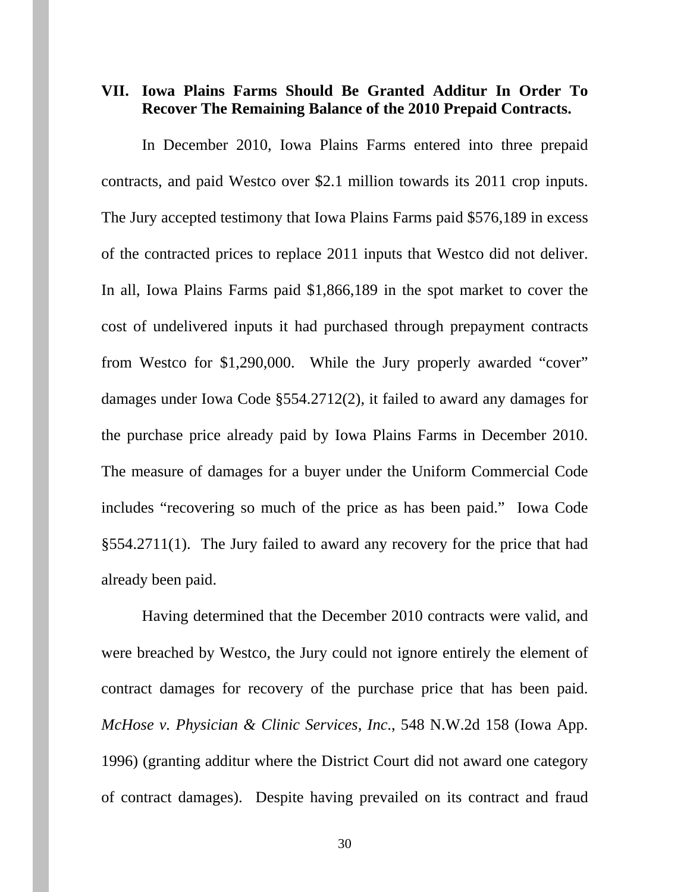## VII. Iowa Plains Farms Should Be Granted Additur In Order To Recover The Remaining Balance of the 2010 Prepaid Contracts.

In December 2010, Iowa Plains Farms entered into three prepaid contracts, and paid Westco over $2.1 million towards its 2011 crop inputs. The Jury accepted testimony that Iowa Plains Farms paid $576,189 in excess of the contracted prices to replace 2011 inputs that Westco did not deliver. In all, Iowa Plains Farms paid $1,866,189 in the spot market to cover the cost of undelivered inputs it had purchased through prepayment contracts from Westco for $1,290,000. While the Jury properly awarded "cover" damages under Iowa Code §554.2712(2), it failed to award any damages for the purchase price already paid by Iowa Plains Farms in December 2010. The measure of damages for a buyer under the Uniform Commercial Code includes "recovering so much of the price as has been paid." Iowa Code §554.2711(1). The Jury failed to award any recovery for the price that had already been paid.

Having determined that the December 2010 contracts were valid, and were breached by Westco, the Jury could not ignore entirely the element of contract damages for recovery of the purchase price that has been paid. *McHose v. Physician & Clinic Services, Inc.*, 548 N.W.2d 158 (Iowa App. 1996) (granting additur where the District Court did not award one category of contract damages). Despite having prevailed on its contract and fraud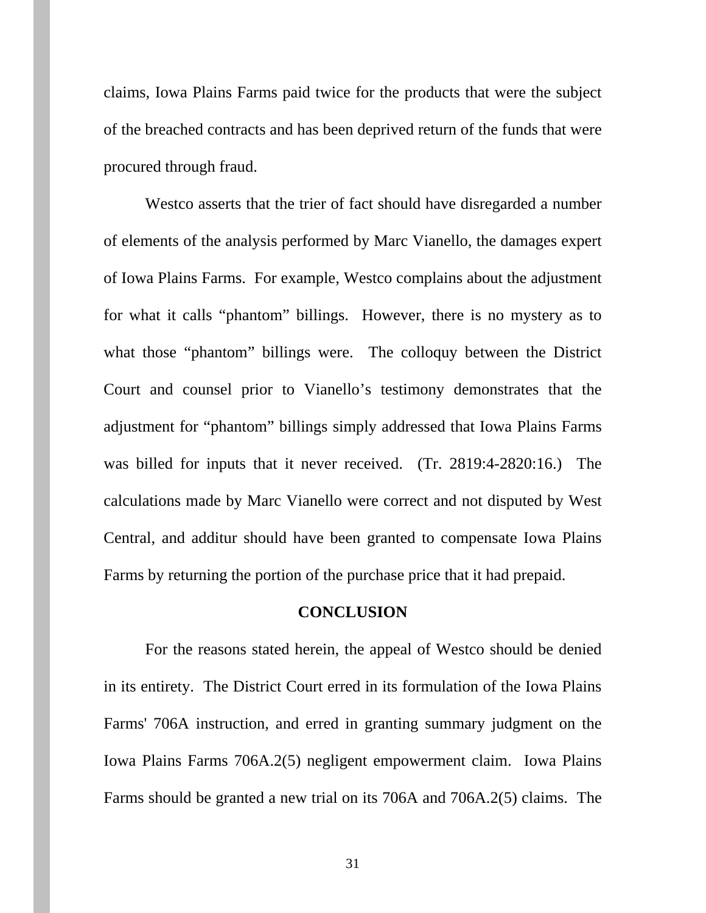claims, Iowa Plains Farms paid twice for the products that were the subject of the breached contracts and has been deprived return of the funds that were procured through fraud.

Westco asserts that the trier of fact should have disregarded a number of elements of the analysis performed by Marc Vianello, the damages expert of Iowa Plains Farms. For example, Westco complains about the adjustment for what it calls "phantom" billings. However, there is no mystery as to what those "phantom" billings were. The colloquy between the District Court and counsel prior to Vianello's testimony demonstrates that the adjustment for "phantom" billings simply addressed that Iowa Plains Farms was billed for inputs that it never received. (Tr. 2819:4-2820:16.) The calculations made by Marc Vianello were correct and not disputed by West Central, and additur should have been granted to compensate Iowa Plains Farms by returning the portion of the purchase price that it had prepaid.

## CONCLUSION

For the reasons stated herein, the appeal of Westco should be denied in its entirety. The District Court erred in its formulation of the Iowa Plains Farms' 706A instruction, and erred in granting summary judgment on the Iowa Plains Farms 706A.2(5) negligent empowerment claim. Iowa Plains Farms should be granted a new trial on its 706A and 706A.2(5) claims. The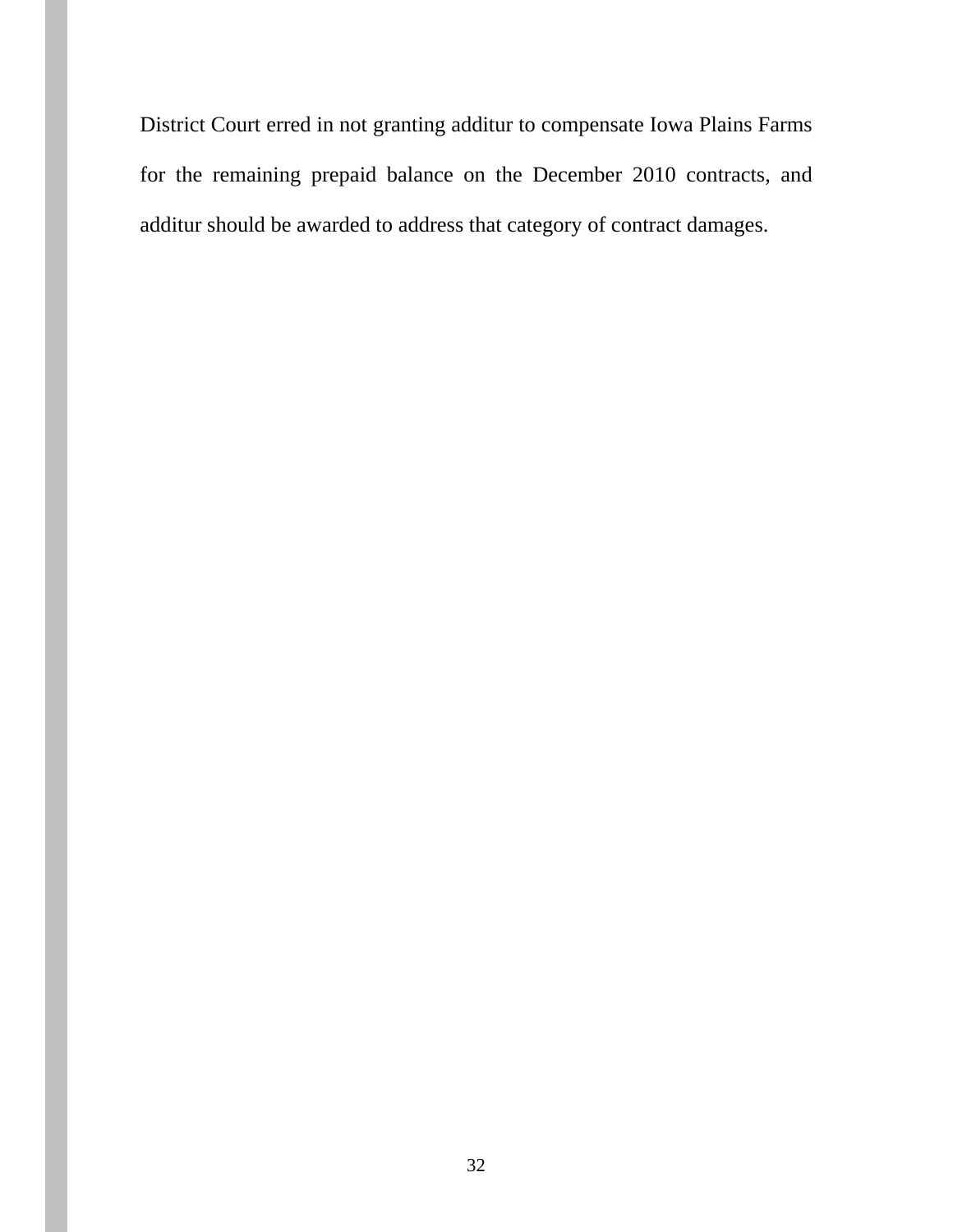District Court erred in not granting additur to compensate Iowa Plains Farms for the remaining prepaid balance on the December 2010 contracts, and additur should be awarded to address that category of contract damages.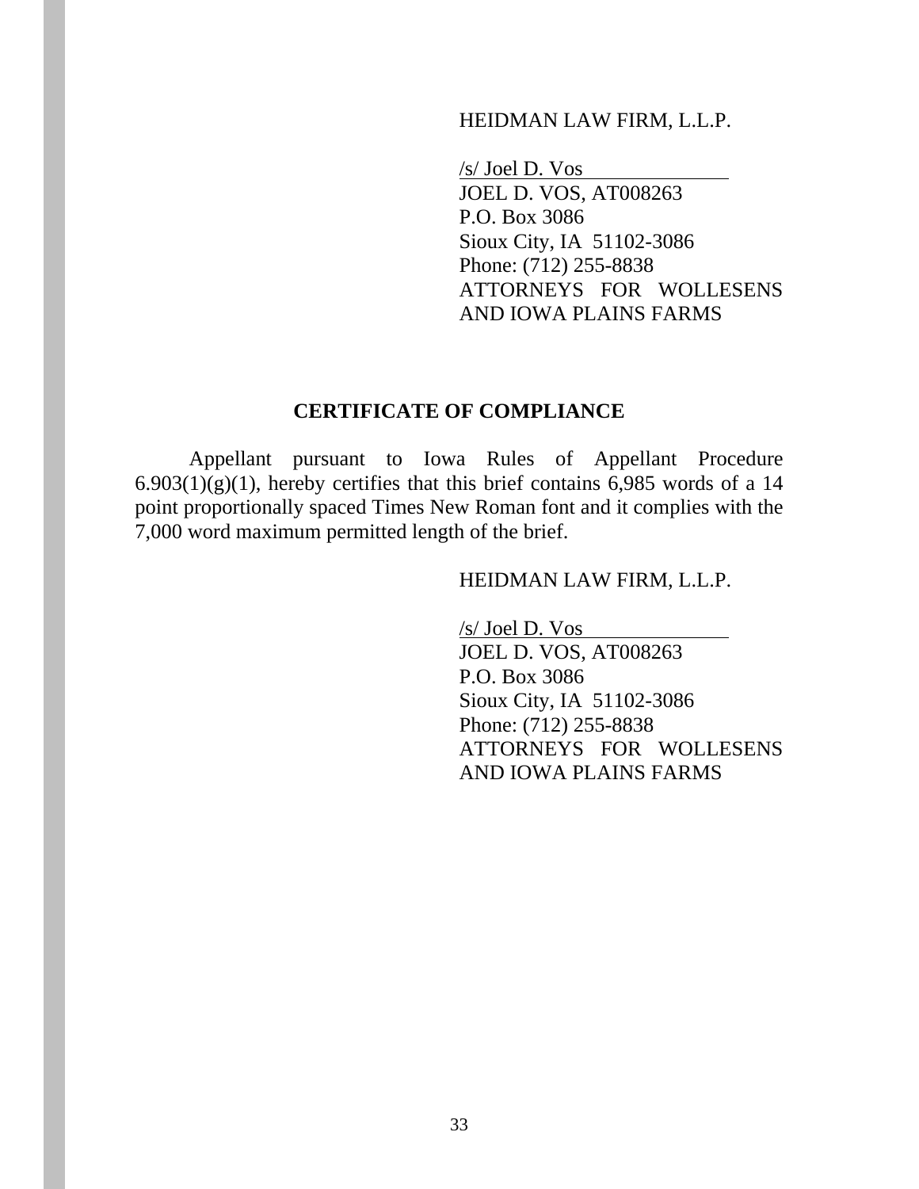HEIDMAN LAW FIRM, L.L.P.

/s/ Joel D. Vos
JOEL D. VOS, AT008263
P.O. Box 3086
Sioux City, IA 51102-3086
Phone: (712) 255-8838
ATTORNEYS FOR WOLLESENS AND IOWA PLAINS FARMS

## CERTIFICATE OF COMPLIANCE

Appellant pursuant to Iowa Rules of Appellant Procedure 6.903(1)(g)(1), hereby certifies that this brief contains 6,985 words of a 14 point proportionally spaced Times New Roman font and it complies with the 7,000 word maximum permitted length of the brief.

HEIDMAN LAW FIRM, L.L.P.

/s/ Joel D. Vos
JOEL D. VOS, AT008263
P.O. Box 3086
Sioux City, IA 51102-3086
Phone: (712) 255-8838
ATTORNEYS FOR WOLLESENS AND IOWA PLAINS FARMS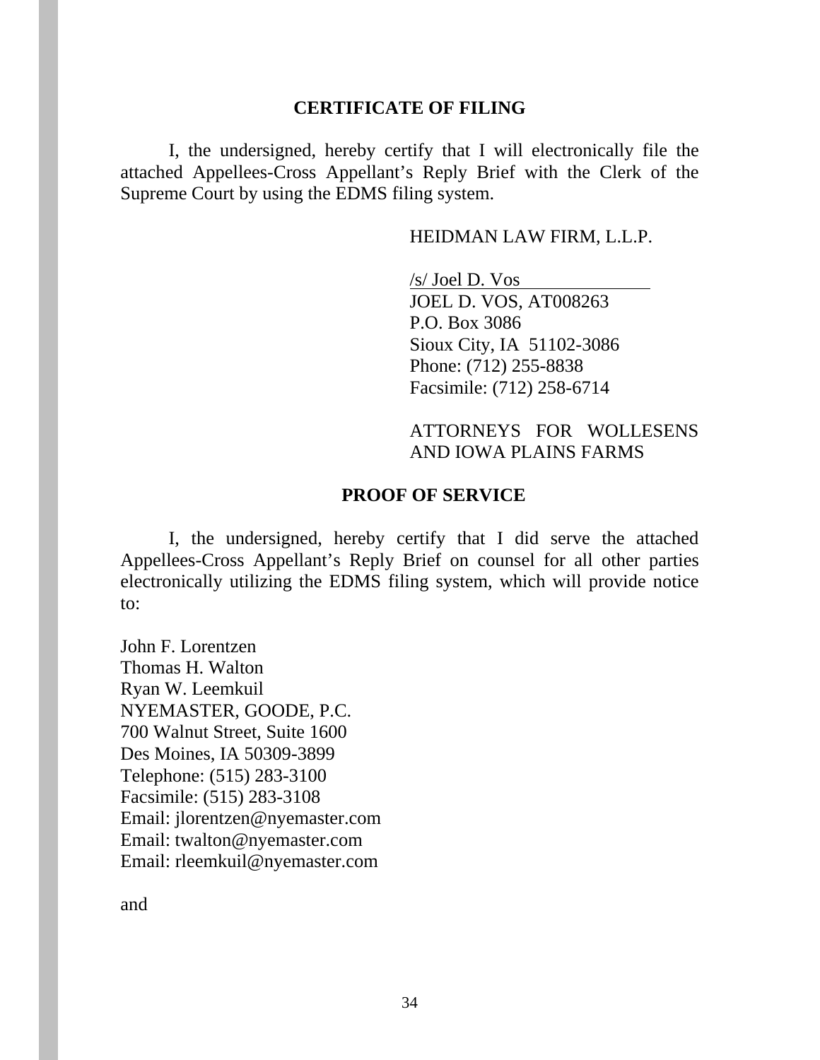## CERTIFICATE OF FILING

I, the undersigned, hereby certify that I will electronically file the attached Appellees-Cross Appellant's Reply Brief with the Clerk of the Supreme Court by using the EDMS filing system.

HEIDMAN LAW FIRM, L.L.P.

/s/ Joel D. Vos
JOEL D. VOS, AT008263
P.O. Box 3086
Sioux City, IA 51102-3086
Phone: (712) 255-8838
Facsimile: (712) 258-6714

ATTORNEYS FOR WOLLESENS AND IOWA PLAINS FARMS

## PROOF OF SERVICE

I, the undersigned, hereby certify that I did serve the attached Appellees-Cross Appellant's Reply Brief on counsel for all other parties electronically utilizing the EDMS filing system, which will provide notice to:

John F. Lorentzen
Thomas H. Walton
Ryan W. Leemkuil
NYEMASTER, GOODE, P.C.
700 Walnut Street, Suite 1600
Des Moines, IA 50309-3899
Telephone: (515) 283-3100
Facsimile: (515) 283-3108
Email: jlorentzen@nyemaster.com
Email: twalton@nyemaster.com
Email: rleemkuil@nyemaster.com

and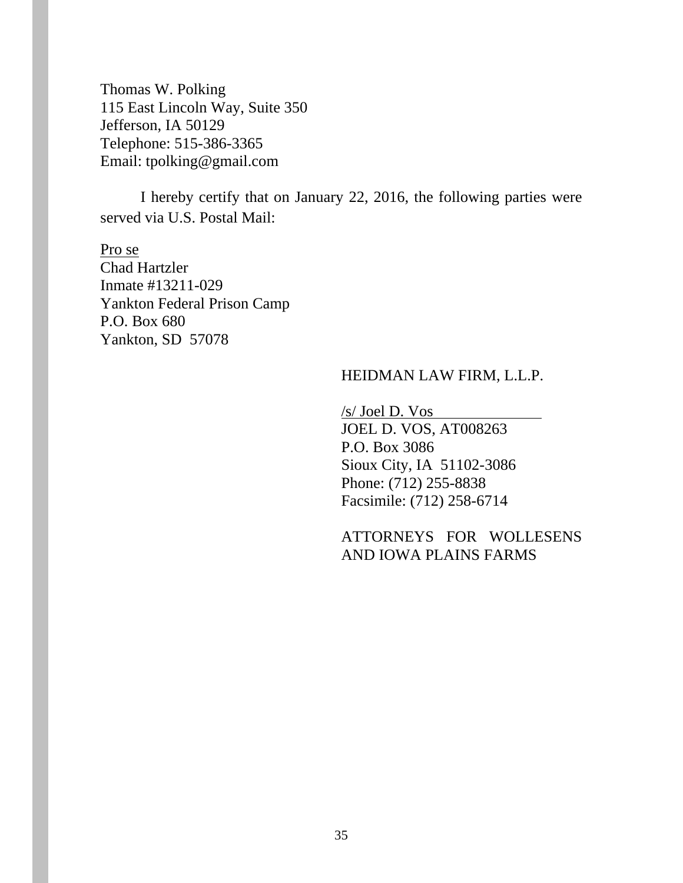Thomas W. Polking  
115 East Lincoln Way, Suite 350  
Jefferson, IA 50129  
Telephone: 515-386-3365  
Email: tpolking@gmail.com

I hereby certify that on January 22, 2016, the following parties were served via U.S. Postal Mail:

Pro se  
Chad Hartzler  
Inmate #13211-029  
Yankton Federal Prison Camp  
P.O. Box 680  
Yankton, SD 57078

HEIDMAN LAW FIRM, L.L.P.

/s/ Joel D. Vos  
JOEL D. VOS, AT008263  
P.O. Box 3086  
Sioux City, IA 51102-3086  
Phone: (712) 255-8838  
Facsimile: (712) 258-6714

ATTORNEYS FOR WOLLESENS AND IOWA PLAINS FARMS